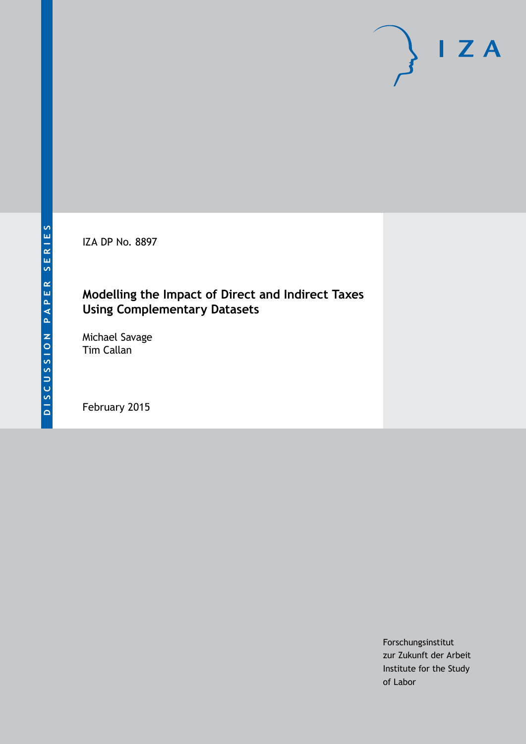DISCUSSION PAPER SERIES

IZA

IZA DP No. 8897

# Modelling the Impact of Direct and Indirect Taxes Using Complementary Datasets

Michael Savage
Tim Callan

February 2015

Forschungsinstitut
zur Zukunft der Arbeit
Institute for the Study
of Labor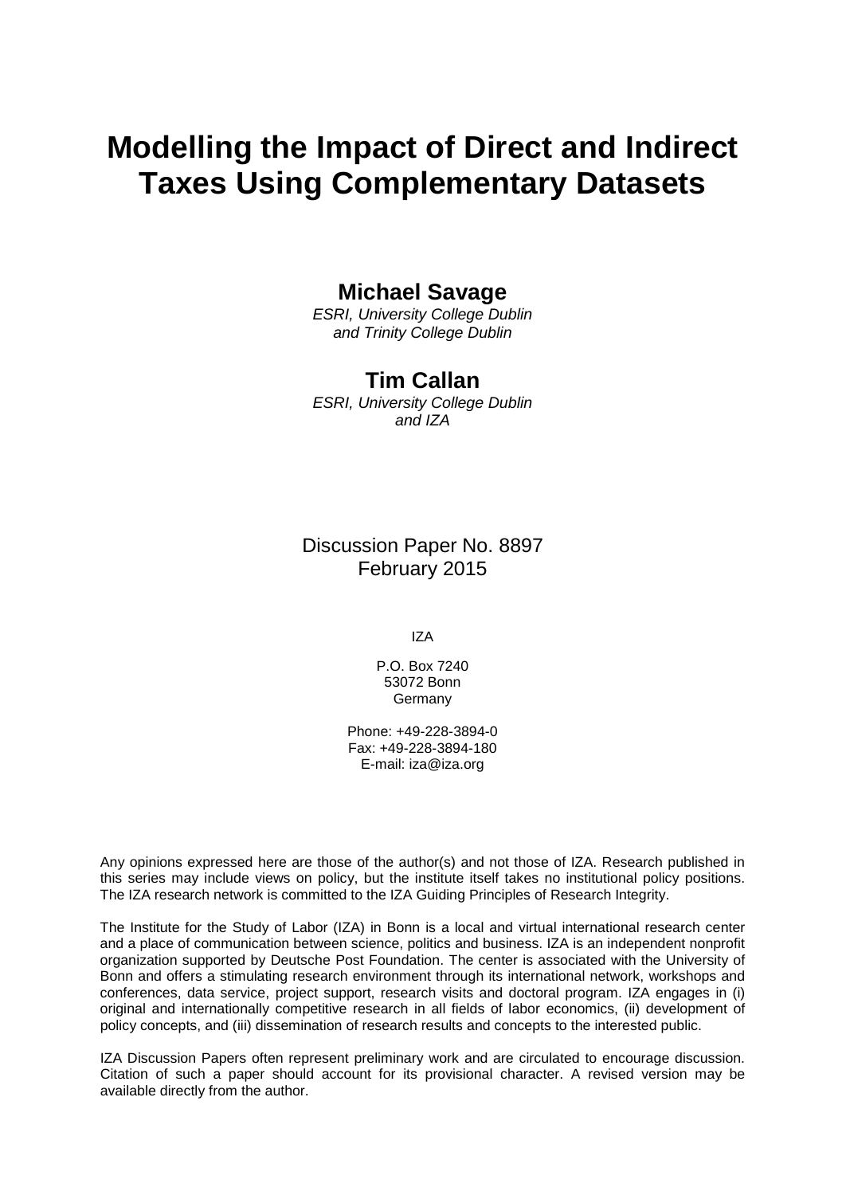# Modelling the Impact of Direct and Indirect Taxes Using Complementary Datasets

## Michael Savage

*ESRI, University College Dublin and Trinity College Dublin*

## Tim Callan

*ESRI, University College Dublin and IZA*

Discussion Paper No. 8897
February 2015

IZA

P.O. Box 7240
53072 Bonn
Germany

Phone: +49-228-3894-0
Fax: +49-228-3894-180
E-mail: iza@iza.org

Any opinions expressed here are those of the author(s) and not those of IZA. Research published in this series may include views on policy, but the institute itself takes no institutional policy positions. The IZA research network is committed to the IZA Guiding Principles of Research Integrity.

The Institute for the Study of Labor (IZA) in Bonn is a local and virtual international research center and a place of communication between science, politics and business. IZA is an independent nonprofit organization supported by Deutsche Post Foundation. The center is associated with the University of Bonn and offers a stimulating research environment through its international network, workshops and conferences, data service, project support, research visits and doctoral program. IZA engages in (i) original and internationally competitive research in all fields of labor economics, (ii) development of policy concepts, and (iii) dissemination of research results and concepts to the interested public.

IZA Discussion Papers often represent preliminary work and are circulated to encourage discussion. Citation of such a paper should account for its provisional character. A revised version may be available directly from the author.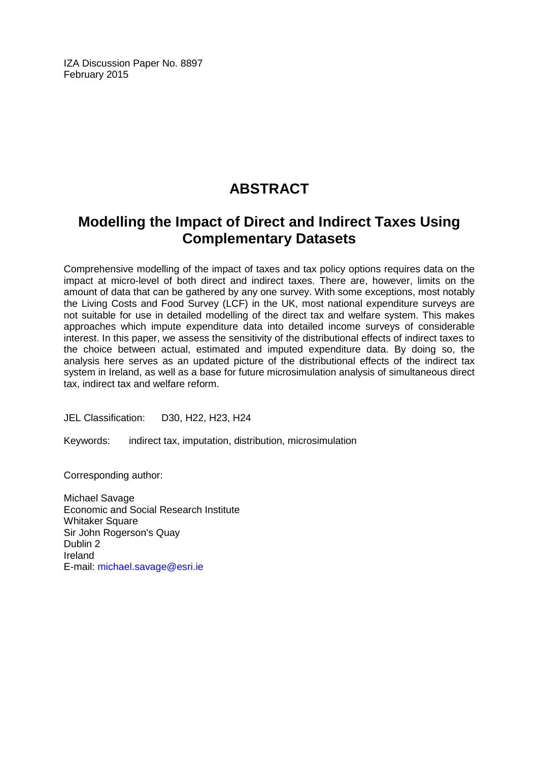IZA Discussion Paper No. 8897
February 2015

# ABSTRACT

## Modelling the Impact of Direct and Indirect Taxes Using Complementary Datasets

Comprehensive modelling of the impact of taxes and tax policy options requires data on the impact at micro-level of both direct and indirect taxes. There are, however, limits on the amount of data that can be gathered by any one survey. With some exceptions, most notably the Living Costs and Food Survey (LCF) in the UK, most national expenditure surveys are not suitable for use in detailed modelling of the direct tax and welfare system. This makes approaches which impute expenditure data into detailed income surveys of considerable interest. In this paper, we assess the sensitivity of the distributional effects of indirect taxes to the choice between actual, estimated and imputed expenditure data. By doing so, the analysis here serves as an updated picture of the distributional effects of the indirect tax system in Ireland, as well as a base for future microsimulation analysis of simultaneous direct tax, indirect tax and welfare reform.

JEL Classification: D30, H22, H23, H24

Keywords: indirect tax, imputation, distribution, microsimulation

Corresponding author:

Michael Savage
Economic and Social Research Institute
Whitaker Square
Sir John Rogerson's Quay
Dublin 2
Ireland
E-mail: michael.savage@esri.ie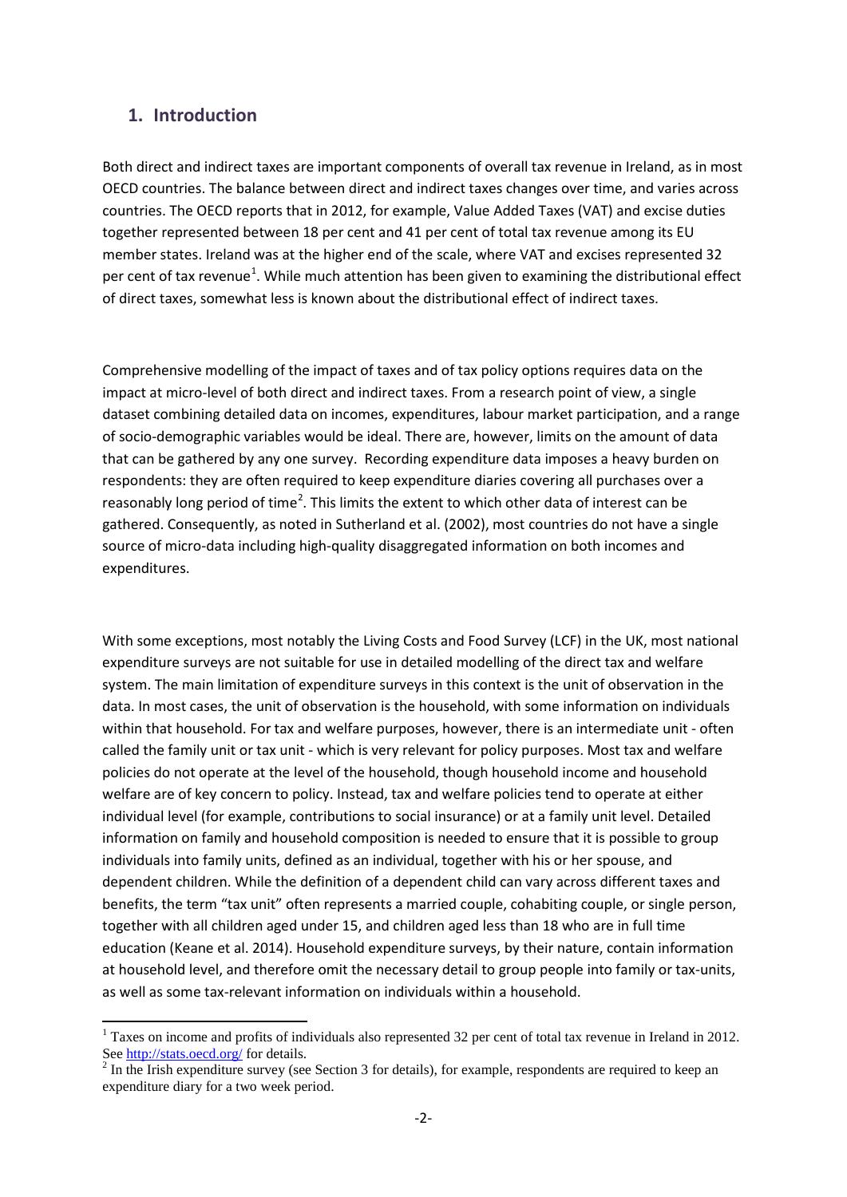## 1. Introduction

Both direct and indirect taxes are important components of overall tax revenue in Ireland, as in most OECD countries. The balance between direct and indirect taxes changes over time, and varies across countries. The OECD reports that in 2012, for example, Value Added Taxes (VAT) and excise duties together represented between 18 per cent and 41 per cent of total tax revenue among its EU member states. Ireland was at the higher end of the scale, where VAT and excises represented 32 per cent of tax revenue[1]. While much attention has been given to examining the distributional effect of direct taxes, somewhat less is known about the distributional effect of indirect taxes.

Comprehensive modelling of the impact of taxes and of tax policy options requires data on the impact at micro-level of both direct and indirect taxes. From a research point of view, a single dataset combining detailed data on incomes, expenditures, labour market participation, and a range of socio-demographic variables would be ideal. There are, however, limits on the amount of data that can be gathered by any one survey. Recording expenditure data imposes a heavy burden on respondents: they are often required to keep expenditure diaries covering all purchases over a reasonably long period of time[2]. This limits the extent to which other data of interest can be gathered. Consequently, as noted in Sutherland et al. (2002), most countries do not have a single source of micro-data including high-quality disaggregated information on both incomes and expenditures.

With some exceptions, most notably the Living Costs and Food Survey (LCF) in the UK, most national expenditure surveys are not suitable for use in detailed modelling of the direct tax and welfare system. The main limitation of expenditure surveys in this context is the unit of observation in the data. In most cases, the unit of observation is the household, with some information on individuals within that household. For tax and welfare purposes, however, there is an intermediate unit - often called the family unit or tax unit - which is very relevant for policy purposes. Most tax and welfare policies do not operate at the level of the household, though household income and household welfare are of key concern to policy. Instead, tax and welfare policies tend to operate at either individual level (for example, contributions to social insurance) or at a family unit level. Detailed information on family and household composition is needed to ensure that it is possible to group individuals into family units, defined as an individual, together with his or her spouse, and dependent children. While the definition of a dependent child can vary across different taxes and benefits, the term "tax unit" often represents a married couple, cohabiting couple, or single person, together with all children aged under 15, and children aged less than 18 who are in full time education (Keane et al. 2014). Household expenditure surveys, by their nature, contain information at household level, and therefore omit the necessary detail to group people into family or tax-units, as well as some tax-relevant information on individuals within a household.

[1] Taxes on income and profits of individuals also represented 32 per cent of total tax revenue in Ireland in 2012. See http://stats.oecd.org/ for details.

[2] In the Irish expenditure survey (see Section 3 for details), for example, respondents are required to keep an expenditure diary for a two week period.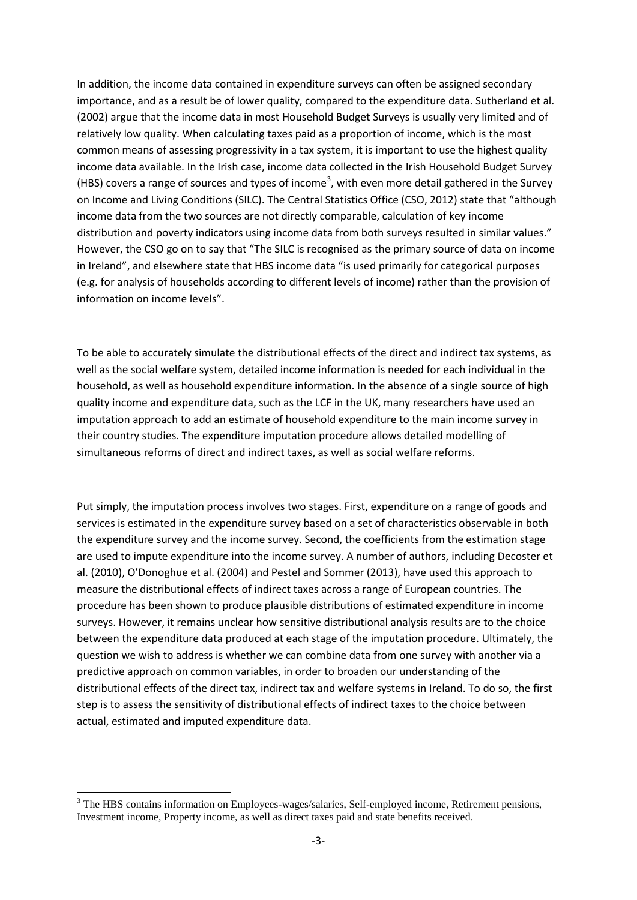In addition, the income data contained in expenditure surveys can often be assigned secondary importance, and as a result be of lower quality, compared to the expenditure data. Sutherland et al. (2002) argue that the income data in most Household Budget Surveys is usually very limited and of relatively low quality. When calculating taxes paid as a proportion of income, which is the most common means of assessing progressivity in a tax system, it is important to use the highest quality income data available. In the Irish case, income data collected in the Irish Household Budget Survey (HBS) covers a range of sources and types of income[3], with even more detail gathered in the Survey on Income and Living Conditions (SILC). The Central Statistics Office (CSO, 2012) state that "although income data from the two sources are not directly comparable, calculation of key income distribution and poverty indicators using income data from both surveys resulted in similar values." However, the CSO go on to say that "The SILC is recognised as the primary source of data on income in Ireland", and elsewhere state that HBS income data "is used primarily for categorical purposes (e.g. for analysis of households according to different levels of income) rather than the provision of information on income levels".

To be able to accurately simulate the distributional effects of the direct and indirect tax systems, as well as the social welfare system, detailed income information is needed for each individual in the household, as well as household expenditure information. In the absence of a single source of high quality income and expenditure data, such as the LCF in the UK, many researchers have used an imputation approach to add an estimate of household expenditure to the main income survey in their country studies. The expenditure imputation procedure allows detailed modelling of simultaneous reforms of direct and indirect taxes, as well as social welfare reforms.

Put simply, the imputation process involves two stages. First, expenditure on a range of goods and services is estimated in the expenditure survey based on a set of characteristics observable in both the expenditure survey and the income survey. Second, the coefficients from the estimation stage are used to impute expenditure into the income survey. A number of authors, including Decoster et al. (2010), O'Donoghue et al. (2004) and Pestel and Sommer (2013), have used this approach to measure the distributional effects of indirect taxes across a range of European countries. The procedure has been shown to produce plausible distributions of estimated expenditure in income surveys. However, it remains unclear how sensitive distributional analysis results are to the choice between the expenditure data produced at each stage of the imputation procedure. Ultimately, the question we wish to address is whether we can combine data from one survey with another via a predictive approach on common variables, in order to broaden our understanding of the distributional effects of the direct tax, indirect tax and welfare systems in Ireland. To do so, the first step is to assess the sensitivity of distributional effects of indirect taxes to the choice between actual, estimated and imputed expenditure data.

[3] The HBS contains information on Employees-wages/salaries, Self-employed income, Retirement pensions, Investment income, Property income, as well as direct taxes paid and state benefits received.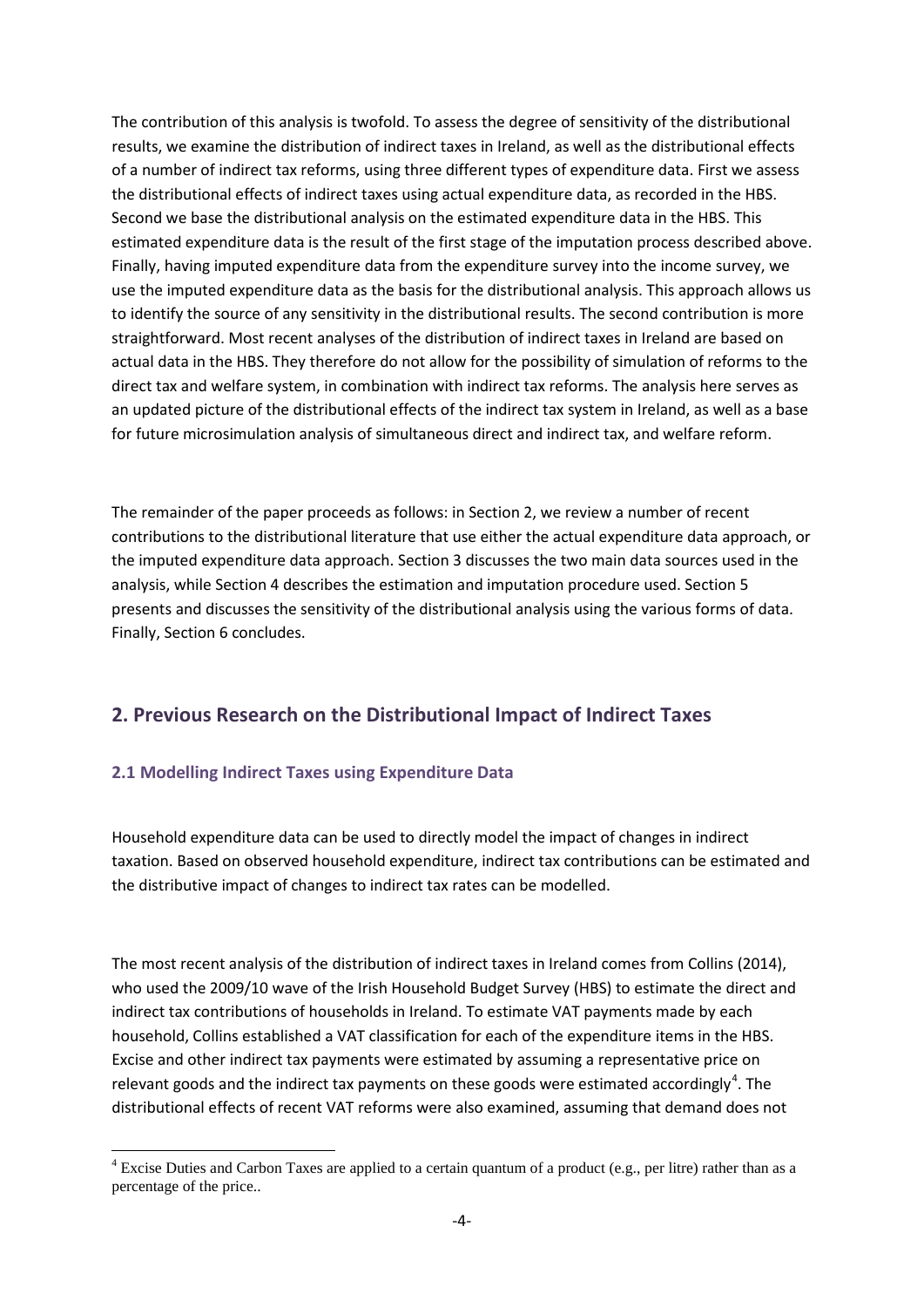The contribution of this analysis is twofold. To assess the degree of sensitivity of the distributional results, we examine the distribution of indirect taxes in Ireland, as well as the distributional effects of a number of indirect tax reforms, using three different types of expenditure data. First we assess the distributional effects of indirect taxes using actual expenditure data, as recorded in the HBS. Second we base the distributional analysis on the estimated expenditure data in the HBS. This estimated expenditure data is the result of the first stage of the imputation process described above. Finally, having imputed expenditure data from the expenditure survey into the income survey, we use the imputed expenditure data as the basis for the distributional analysis. This approach allows us to identify the source of any sensitivity in the distributional results. The second contribution is more straightforward. Most recent analyses of the distribution of indirect taxes in Ireland are based on actual data in the HBS. They therefore do not allow for the possibility of simulation of reforms to the direct tax and welfare system, in combination with indirect tax reforms. The analysis here serves as an updated picture of the distributional effects of the indirect tax system in Ireland, as well as a base for future microsimulation analysis of simultaneous direct and indirect tax, and welfare reform.

The remainder of the paper proceeds as follows: in Section 2, we review a number of recent contributions to the distributional literature that use either the actual expenditure data approach, or the imputed expenditure data approach. Section 3 discusses the two main data sources used in the analysis, while Section 4 describes the estimation and imputation procedure used. Section 5 presents and discusses the sensitivity of the distributional analysis using the various forms of data. Finally, Section 6 concludes.

## 2. Previous Research on the Distributional Impact of Indirect Taxes

### 2.1 Modelling Indirect Taxes using Expenditure Data

Household expenditure data can be used to directly model the impact of changes in indirect taxation. Based on observed household expenditure, indirect tax contributions can be estimated and the distributive impact of changes to indirect tax rates can be modelled.

The most recent analysis of the distribution of indirect taxes in Ireland comes from Collins (2014), who used the 2009/10 wave of the Irish Household Budget Survey (HBS) to estimate the direct and indirect tax contributions of households in Ireland. To estimate VAT payments made by each household, Collins established a VAT classification for each of the expenditure items in the HBS. Excise and other indirect tax payments were estimated by assuming a representative price on relevant goods and the indirect tax payments on these goods were estimated accordingly[4]. The distributional effects of recent VAT reforms were also examined, assuming that demand does not

[4] Excise Duties and Carbon Taxes are applied to a certain quantum of a product (e.g., per litre) rather than as a percentage of the price..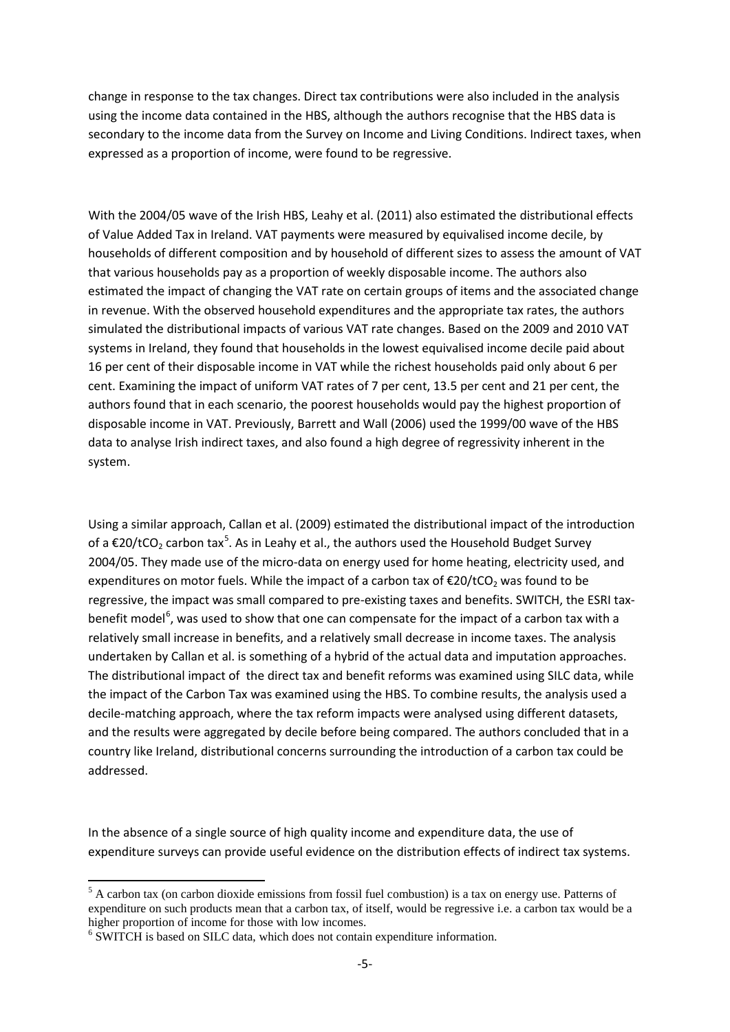change in response to the tax changes. Direct tax contributions were also included in the analysis using the income data contained in the HBS, although the authors recognise that the HBS data is secondary to the income data from the Survey on Income and Living Conditions. Indirect taxes, when expressed as a proportion of income, were found to be regressive.

With the 2004/05 wave of the Irish HBS, Leahy et al. (2011) also estimated the distributional effects of Value Added Tax in Ireland. VAT payments were measured by equivalised income decile, by households of different composition and by household of different sizes to assess the amount of VAT that various households pay as a proportion of weekly disposable income. The authors also estimated the impact of changing the VAT rate on certain groups of items and the associated change in revenue. With the observed household expenditures and the appropriate tax rates, the authors simulated the distributional impacts of various VAT rate changes. Based on the 2009 and 2010 VAT systems in Ireland, they found that households in the lowest equivalised income decile paid about 16 per cent of their disposable income in VAT while the richest households paid only about 6 per cent. Examining the impact of uniform VAT rates of 7 per cent, 13.5 per cent and 21 per cent, the authors found that in each scenario, the poorest households would pay the highest proportion of disposable income in VAT. Previously, Barrett and Wall (2006) used the 1999/00 wave of the HBS data to analyse Irish indirect taxes, and also found a high degree of regressivity inherent in the system.

Using a similar approach, Callan et al. (2009) estimated the distributional impact of the introduction of a €20/t$CO_2$ carbon tax[5]. As in Leahy et al., the authors used the Household Budget Survey 2004/05. They made use of the micro-data on energy used for home heating, electricity used, and expenditures on motor fuels. While the impact of a carbon tax of €20/t$CO_2$ was found to be regressive, the impact was small compared to pre-existing taxes and benefits. SWITCH, the ESRI tax-benefit model[6], was used to show that one can compensate for the impact of a carbon tax with a relatively small increase in benefits, and a relatively small decrease in income taxes. The analysis undertaken by Callan et al. is something of a hybrid of the actual data and imputation approaches. The distributional impact of the direct tax and benefit reforms was examined using SILC data, while the impact of the Carbon Tax was examined using the HBS. To combine results, the analysis used a decile-matching approach, where the tax reform impacts were analysed using different datasets, and the results were aggregated by decile before being compared. The authors concluded that in a country like Ireland, distributional concerns surrounding the introduction of a carbon tax could be addressed.

In the absence of a single source of high quality income and expenditure data, the use of expenditure surveys can provide useful evidence on the distribution effects of indirect tax systems.

[5] A carbon tax (on carbon dioxide emissions from fossil fuel combustion) is a tax on energy use. Patterns of expenditure on such products mean that a carbon tax, of itself, would be regressive i.e. a carbon tax would be a higher proportion of income for those with low incomes.

[6] SWITCH is based on SILC data, which does not contain expenditure information.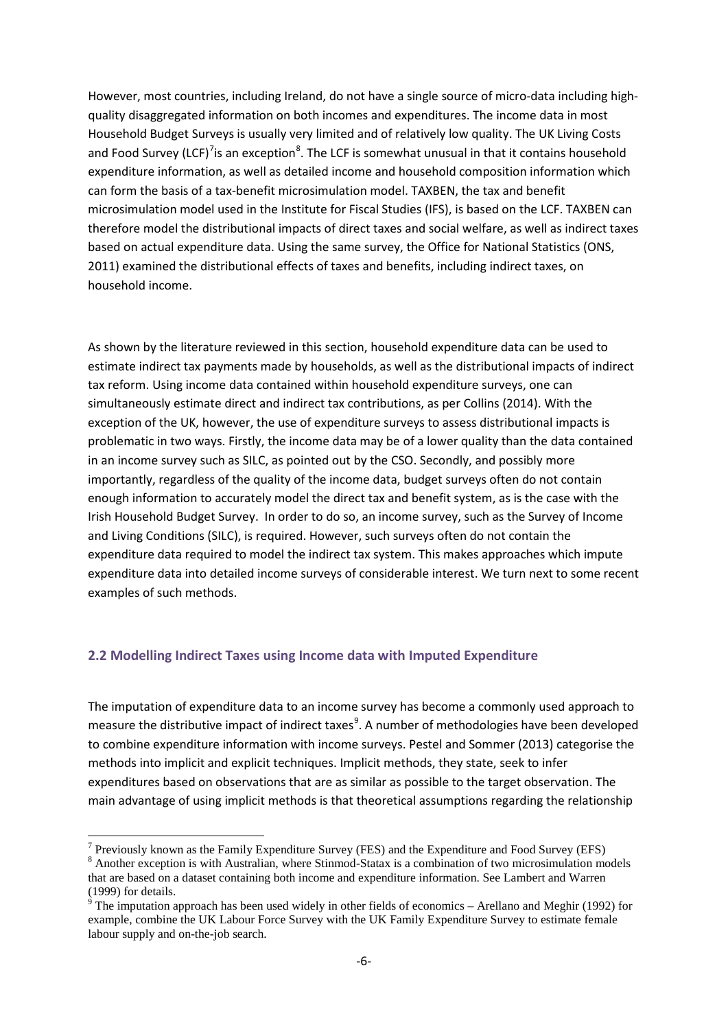However, most countries, including Ireland, do not have a single source of micro-data including high-quality disaggregated information on both incomes and expenditures. The income data in most Household Budget Surveys is usually very limited and of relatively low quality. The UK Living Costs and Food Survey (LCF)[7]is an exception[8]. The LCF is somewhat unusual in that it contains household expenditure information, as well as detailed income and household composition information which can form the basis of a tax-benefit microsimulation model. TAXBEN, the tax and benefit microsimulation model used in the Institute for Fiscal Studies (IFS), is based on the LCF. TAXBEN can therefore model the distributional impacts of direct taxes and social welfare, as well as indirect taxes based on actual expenditure data. Using the same survey, the Office for National Statistics (ONS, 2011) examined the distributional effects of taxes and benefits, including indirect taxes, on household income.

As shown by the literature reviewed in this section, household expenditure data can be used to estimate indirect tax payments made by households, as well as the distributional impacts of indirect tax reform. Using income data contained within household expenditure surveys, one can simultaneously estimate direct and indirect tax contributions, as per Collins (2014). With the exception of the UK, however, the use of expenditure surveys to assess distributional impacts is problematic in two ways. Firstly, the income data may be of a lower quality than the data contained in an income survey such as SILC, as pointed out by the CSO. Secondly, and possibly more importantly, regardless of the quality of the income data, budget surveys often do not contain enough information to accurately model the direct tax and benefit system, as is the case with the Irish Household Budget Survey. In order to do so, an income survey, such as the Survey of Income and Living Conditions (SILC), is required. However, such surveys often do not contain the expenditure data required to model the indirect tax system. This makes approaches which impute expenditure data into detailed income surveys of considerable interest. We turn next to some recent examples of such methods.

## 2.2 Modelling Indirect Taxes using Income data with Imputed Expenditure

The imputation of expenditure data to an income survey has become a commonly used approach to measure the distributive impact of indirect taxes[9]. A number of methodologies have been developed to combine expenditure information with income surveys. Pestel and Sommer (2013) categorise the methods into implicit and explicit techniques. Implicit methods, they state, seek to infer expenditures based on observations that are as similar as possible to the target observation. The main advantage of using implicit methods is that theoretical assumptions regarding the relationship

---

[7] Previously known as the Family Expenditure Survey (FES) and the Expenditure and Food Survey (EFS)

[8] Another exception is with Australian, where Stinmod-Statax is a combination of two microsimulation models that are based on a dataset containing both income and expenditure information. See Lambert and Warren (1999) for details.

[9] The imputation approach has been used widely in other fields of economics – Arellano and Meghir (1992) for example, combine the UK Labour Force Survey with the UK Family Expenditure Survey to estimate female labour supply and on-the-job search.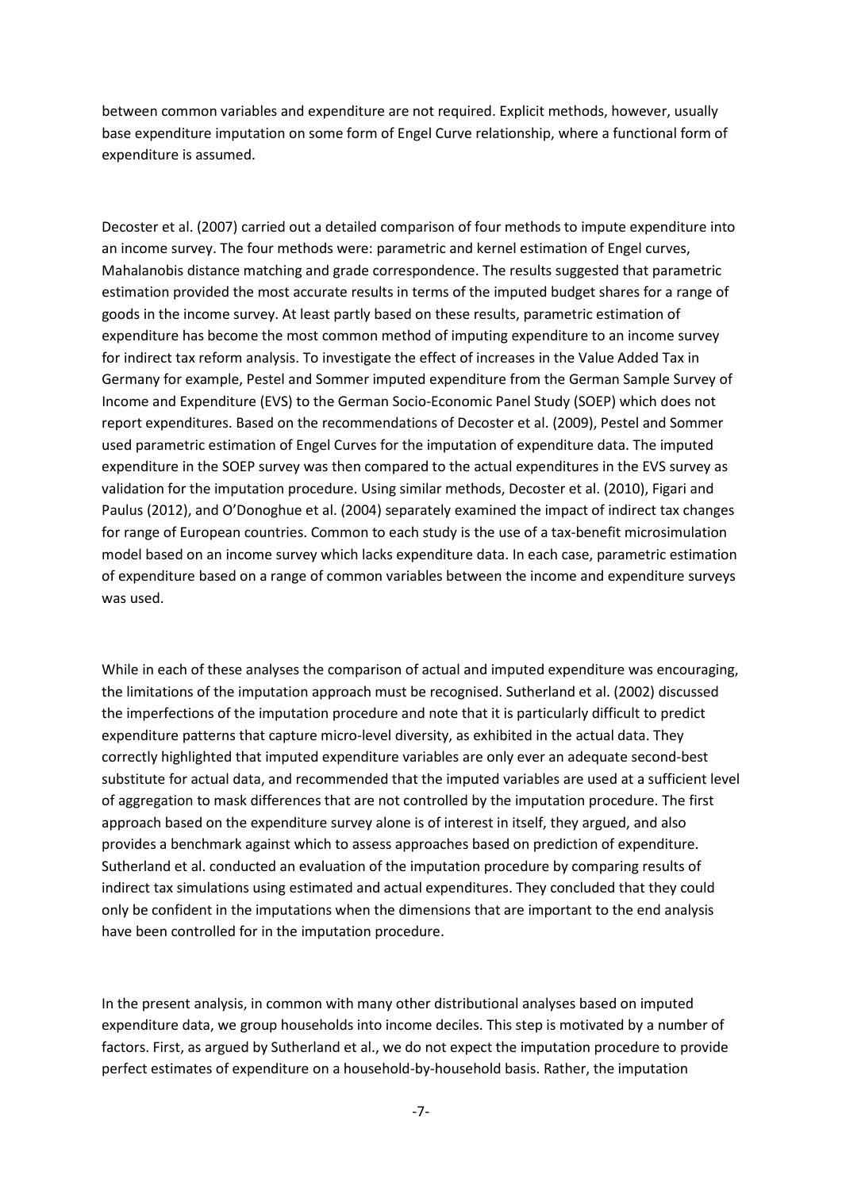between common variables and expenditure are not required. Explicit methods, however, usually base expenditure imputation on some form of Engel Curve relationship, where a functional form of expenditure is assumed.

Decoster et al. (2007) carried out a detailed comparison of four methods to impute expenditure into an income survey. The four methods were: parametric and kernel estimation of Engel curves, Mahalanobis distance matching and grade correspondence. The results suggested that parametric estimation provided the most accurate results in terms of the imputed budget shares for a range of goods in the income survey. At least partly based on these results, parametric estimation of expenditure has become the most common method of imputing expenditure to an income survey for indirect tax reform analysis. To investigate the effect of increases in the Value Added Tax in Germany for example, Pestel and Sommer imputed expenditure from the German Sample Survey of Income and Expenditure (EVS) to the German Socio-Economic Panel Study (SOEP) which does not report expenditures. Based on the recommendations of Decoster et al. (2009), Pestel and Sommer used parametric estimation of Engel Curves for the imputation of expenditure data. The imputed expenditure in the SOEP survey was then compared to the actual expenditures in the EVS survey as validation for the imputation procedure. Using similar methods, Decoster et al. (2010), Figari and Paulus (2012), and O'Donoghue et al. (2004) separately examined the impact of indirect tax changes for range of European countries. Common to each study is the use of a tax-benefit microsimulation model based on an income survey which lacks expenditure data. In each case, parametric estimation of expenditure based on a range of common variables between the income and expenditure surveys was used.

While in each of these analyses the comparison of actual and imputed expenditure was encouraging, the limitations of the imputation approach must be recognised. Sutherland et al. (2002) discussed the imperfections of the imputation procedure and note that it is particularly difficult to predict expenditure patterns that capture micro-level diversity, as exhibited in the actual data. They correctly highlighted that imputed expenditure variables are only ever an adequate second-best substitute for actual data, and recommended that the imputed variables are used at a sufficient level of aggregation to mask differences that are not controlled by the imputation procedure. The first approach based on the expenditure survey alone is of interest in itself, they argued, and also provides a benchmark against which to assess approaches based on prediction of expenditure. Sutherland et al. conducted an evaluation of the imputation procedure by comparing results of indirect tax simulations using estimated and actual expenditures. They concluded that they could only be confident in the imputations when the dimensions that are important to the end analysis have been controlled for in the imputation procedure.

In the present analysis, in common with many other distributional analyses based on imputed expenditure data, we group households into income deciles. This step is motivated by a number of factors. First, as argued by Sutherland et al., we do not expect the imputation procedure to provide perfect estimates of expenditure on a household-by-household basis. Rather, the imputation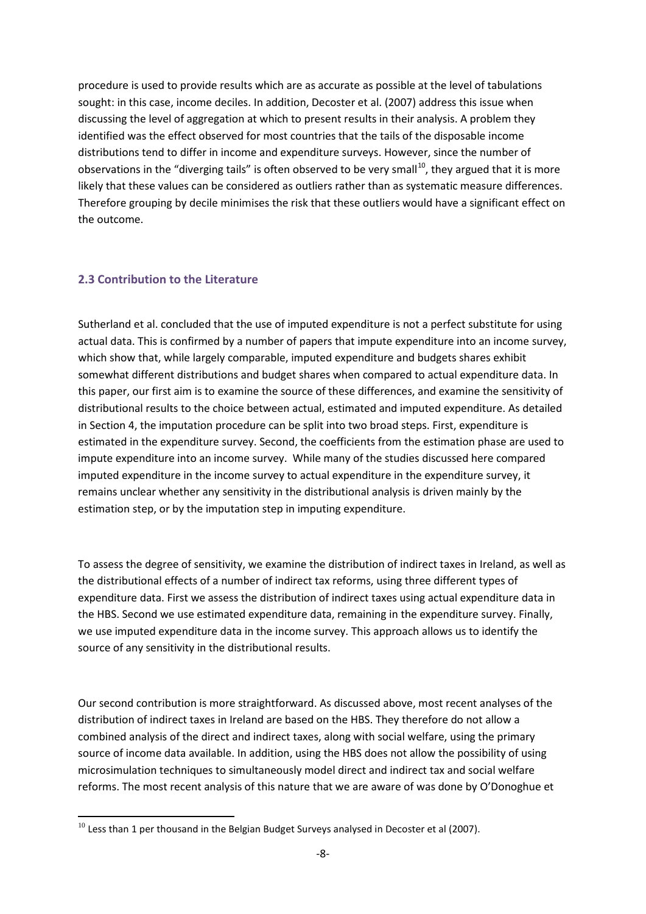procedure is used to provide results which are as accurate as possible at the level of tabulations sought: in this case, income deciles. In addition, Decoster et al. (2007) address this issue when discussing the level of aggregation at which to present results in their analysis. A problem they identified was the effect observed for most countries that the tails of the disposable income distributions tend to differ in income and expenditure surveys. However, since the number of observations in the "diverging tails" is often observed to be very small[10], they argued that it is more likely that these values can be considered as outliers rather than as systematic measure differences. Therefore grouping by decile minimises the risk that these outliers would have a significant effect on the outcome.

## 2.3 Contribution to the Literature

Sutherland et al. concluded that the use of imputed expenditure is not a perfect substitute for using actual data. This is confirmed by a number of papers that impute expenditure into an income survey, which show that, while largely comparable, imputed expenditure and budgets shares exhibit somewhat different distributions and budget shares when compared to actual expenditure data. In this paper, our first aim is to examine the source of these differences, and examine the sensitivity of distributional results to the choice between actual, estimated and imputed expenditure. As detailed in Section 4, the imputation procedure can be split into two broad steps. First, expenditure is estimated in the expenditure survey. Second, the coefficients from the estimation phase are used to impute expenditure into an income survey. While many of the studies discussed here compared imputed expenditure in the income survey to actual expenditure in the expenditure survey, it remains unclear whether any sensitivity in the distributional analysis is driven mainly by the estimation step, or by the imputation step in imputing expenditure.

To assess the degree of sensitivity, we examine the distribution of indirect taxes in Ireland, as well as the distributional effects of a number of indirect tax reforms, using three different types of expenditure data. First we assess the distribution of indirect taxes using actual expenditure data in the HBS. Second we use estimated expenditure data, remaining in the expenditure survey. Finally, we use imputed expenditure data in the income survey. This approach allows us to identify the source of any sensitivity in the distributional results.

Our second contribution is more straightforward. As discussed above, most recent analyses of the distribution of indirect taxes in Ireland are based on the HBS. They therefore do not allow a combined analysis of the direct and indirect taxes, along with social welfare, using the primary source of income data available. In addition, using the HBS does not allow the possibility of using microsimulation techniques to simultaneously model direct and indirect tax and social welfare reforms. The most recent analysis of this nature that we are aware of was done by O'Donoghue et

[10] Less than 1 per thousand in the Belgian Budget Surveys analysed in Decoster et al (2007).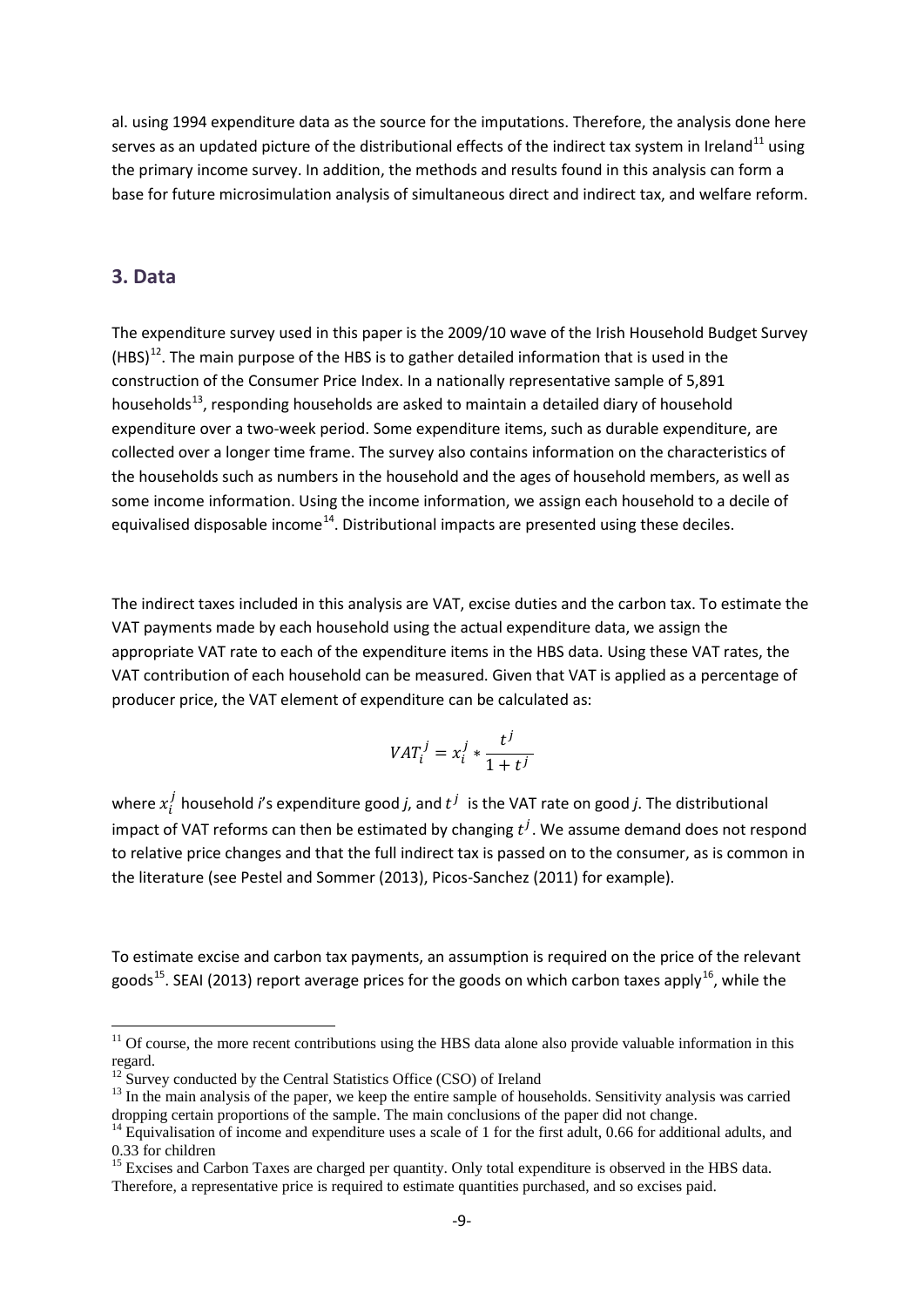al. using 1994 expenditure data as the source for the imputations. Therefore, the analysis done here serves as an updated picture of the distributional effects of the indirect tax system in Ireland[11] using the primary income survey. In addition, the methods and results found in this analysis can form a base for future microsimulation analysis of simultaneous direct and indirect tax, and welfare reform.

## 3. Data

The expenditure survey used in this paper is the 2009/10 wave of the Irish Household Budget Survey (HBS)[12]. The main purpose of the HBS is to gather detailed information that is used in the construction of the Consumer Price Index. In a nationally representative sample of 5,891 households[13], responding households are asked to maintain a detailed diary of household expenditure over a two-week period. Some expenditure items, such as durable expenditure, are collected over a longer time frame. The survey also contains information on the characteristics of the households such as numbers in the household and the ages of household members, as well as some income information. Using the income information, we assign each household to a decile of equivalised disposable income[14]. Distributional impacts are presented using these deciles.

The indirect taxes included in this analysis are VAT, excise duties and the carbon tax. To estimate the VAT payments made by each household using the actual expenditure data, we assign the appropriate VAT rate to each of the expenditure items in the HBS data. Using these VAT rates, the VAT contribution of each household can be measured. Given that VAT is applied as a percentage of producer price, the VAT element of expenditure can be calculated as:

$$VAT_i^j = x_i^j * \frac{t^j}{1+t^j}$$

where $x_i^j$ household *i*'s expenditure good *j*, and $t^j$ is the VAT rate on good *j*. The distributional impact of VAT reforms can then be estimated by changing $t^j$. We assume demand does not respond to relative price changes and that the full indirect tax is passed on to the consumer, as is common in the literature (see Pestel and Sommer (2013), Picos-Sanchez (2011) for example).

To estimate excise and carbon tax payments, an assumption is required on the price of the relevant goods[15]. SEAI (2013) report average prices for the goods on which carbon taxes apply[16], while the

---

[11] Of course, the more recent contributions using the HBS data alone also provide valuable information in this regard.

[12] Survey conducted by the Central Statistics Office (CSO) of Ireland

[13] In the main analysis of the paper, we keep the entire sample of households. Sensitivity analysis was carried dropping certain proportions of the sample. The main conclusions of the paper did not change.

[14] Equivalisation of income and expenditure uses a scale of 1 for the first adult, 0.66 for additional adults, and 0.33 for children

[15] Excises and Carbon Taxes are charged per quantity. Only total expenditure is observed in the HBS data. Therefore, a representative price is required to estimate quantities purchased, and so excises paid.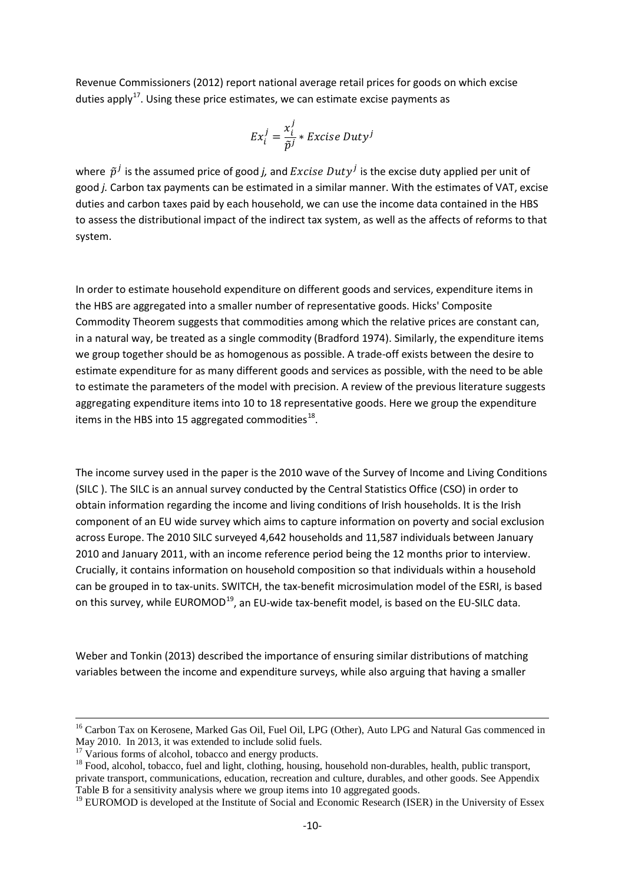Revenue Commissioners (2012) report national average retail prices for goods on which excise duties apply[17]. Using these price estimates, we can estimate excise payments as

$$Ex_i^j = \frac{x_i^j}{\tilde{p}^j} * Excise\ Duty^j$$

where $\tilde{p}^j$ is the assumed price of good *j,* and $Excise\ Duty^j$ is the excise duty applied per unit of good *j.* Carbon tax payments can be estimated in a similar manner. With the estimates of VAT, excise duties and carbon taxes paid by each household, we can use the income data contained in the HBS to assess the distributional impact of the indirect tax system, as well as the affects of reforms to that system.

In order to estimate household expenditure on different goods and services, expenditure items in the HBS are aggregated into a smaller number of representative goods. Hicks' Composite Commodity Theorem suggests that commodities among which the relative prices are constant can, in a natural way, be treated as a single commodity (Bradford 1974). Similarly, the expenditure items we group together should be as homogenous as possible. A trade-off exists between the desire to estimate expenditure for as many different goods and services as possible, with the need to be able to estimate the parameters of the model with precision. A review of the previous literature suggests aggregating expenditure items into 10 to 18 representative goods. Here we group the expenditure items in the HBS into 15 aggregated commodities[18].

The income survey used in the paper is the 2010 wave of the Survey of Income and Living Conditions (SILC ). The SILC is an annual survey conducted by the Central Statistics Office (CSO) in order to obtain information regarding the income and living conditions of Irish households. It is the Irish component of an EU wide survey which aims to capture information on poverty and social exclusion across Europe. The 2010 SILC surveyed 4,642 households and 11,587 individuals between January 2010 and January 2011, with an income reference period being the 12 months prior to interview. Crucially, it contains information on household composition so that individuals within a household can be grouped in to tax-units. SWITCH, the tax-benefit microsimulation model of the ESRI, is based on this survey, while EUROMOD[19], an EU-wide tax-benefit model, is based on the EU-SILC data.

Weber and Tonkin (2013) described the importance of ensuring similar distributions of matching variables between the income and expenditure surveys, while also arguing that having a smaller

---

[16] Carbon Tax on Kerosene, Marked Gas Oil, Fuel Oil, LPG (Other), Auto LPG and Natural Gas commenced in May 2010. In 2013, it was extended to include solid fuels.

[17] Various forms of alcohol, tobacco and energy products.

[18] Food, alcohol, tobacco, fuel and light, clothing, housing, household non-durables, health, public transport, private transport, communications, education, recreation and culture, durables, and other goods. See Appendix Table B for a sensitivity analysis where we group items into 10 aggregated goods.

[19] EUROMOD is developed at the Institute of Social and Economic Research (ISER) in the University of Essex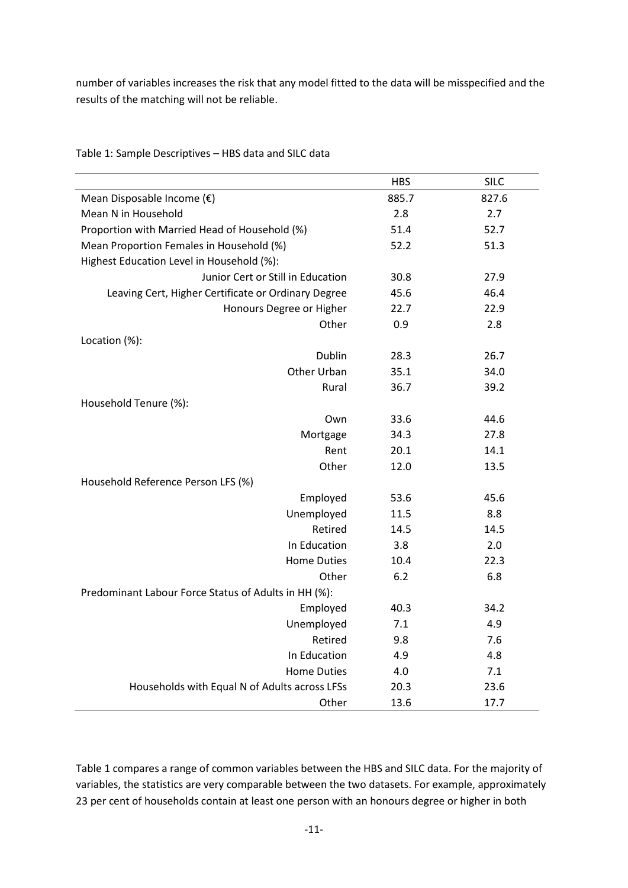number of variables increases the risk that any model fitted to the data will be misspecified and the results of the matching will not be reliable.

Table 1: Sample Descriptives – HBS data and SILC data

| | HBS | SILC |
|---|---|---|
| Mean Disposable Income (€) | 885.7 | 827.6 |
| Mean N in Household | 2.8 | 2.7 |
| Proportion with Married Head of Household (%) | 51.4 | 52.7 |
| Mean Proportion Females in Household (%) | 52.2 | 51.3 |
| Highest Education Level in Household (%): | | |
| Junior Cert or Still in Education | 30.8 | 27.9 |
| Leaving Cert, Higher Certificate or Ordinary Degree | 45.6 | 46.4 |
| Honours Degree or Higher | 22.7 | 22.9 |
| Other | 0.9 | 2.8 |
| Location (%): | | |
| Dublin | 28.3 | 26.7 |
| Other Urban | 35.1 | 34.0 |
| Rural | 36.7 | 39.2 |
| Household Tenure (%): | | |
| Own | 33.6 | 44.6 |
| Mortgage | 34.3 | 27.8 |
| Rent | 20.1 | 14.1 |
| Other | 12.0 | 13.5 |
| Household Reference Person LFS (%) | | |
| Employed | 53.6 | 45.6 |
| Unemployed | 11.5 | 8.8 |
| Retired | 14.5 | 14.5 |
| In Education | 3.8 | 2.0 |
| Home Duties | 10.4 | 22.3 |
| Other | 6.2 | 6.8 |
| Predominant Labour Force Status of Adults in HH (%): | | |
| Employed | 40.3 | 34.2 |
| Unemployed | 7.1 | 4.9 |
| Retired | 9.8 | 7.6 |
| In Education | 4.9 | 4.8 |
| Home Duties | 4.0 | 7.1 |
| Households with Equal N of Adults across LFSs | 20.3 | 23.6 |
| Other | 13.6 | 17.7 |

Table 1 compares a range of common variables between the HBS and SILC data. For the majority of variables, the statistics are very comparable between the two datasets. For example, approximately 23 per cent of households contain at least one person with an honours degree or higher in both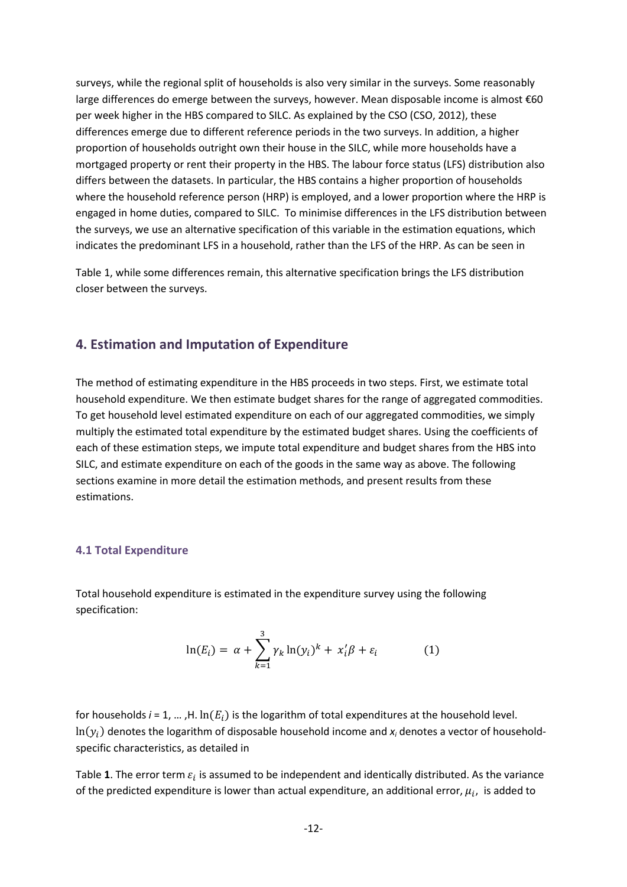surveys, while the regional split of households is also very similar in the surveys. Some reasonably large differences do emerge between the surveys, however. Mean disposable income is almost €60 per week higher in the HBS compared to SILC. As explained by the CSO (CSO, 2012), these differences emerge due to different reference periods in the two surveys. In addition, a higher proportion of households outright own their house in the SILC, while more households have a mortgaged property or rent their property in the HBS. The labour force status (LFS) distribution also differs between the datasets. In particular, the HBS contains a higher proportion of households where the household reference person (HRP) is employed, and a lower proportion where the HRP is engaged in home duties, compared to SILC. To minimise differences in the LFS distribution between the surveys, we use an alternative specification of this variable in the estimation equations, which indicates the predominant LFS in a household, rather than the LFS of the HRP. As can be seen in

Table 1, while some differences remain, this alternative specification brings the LFS distribution closer between the surveys.

## 4. Estimation and Imputation of Expenditure

The method of estimating expenditure in the HBS proceeds in two steps. First, we estimate total household expenditure. We then estimate budget shares for the range of aggregated commodities. To get household level estimated expenditure on each of our aggregated commodities, we simply multiply the estimated total expenditure by the estimated budget shares. Using the coefficients of each of these estimation steps, we impute total expenditure and budget shares from the HBS into SILC, and estimate expenditure on each of the goods in the same way as above. The following sections examine in more detail the estimation methods, and present results from these estimations.

### 4.1 Total Expenditure

Total household expenditure is estimated in the expenditure survey using the following specification:

$$\ln(E_i) = \alpha + \sum_{k=1}^{3} \gamma_k \ln(y_i)^k + x_i'\beta + \varepsilon_i \qquad (1)$$

for households $i$ = 1, … ,H. $\ln(E_i)$ is the logarithm of total expenditures at the household level. $\ln(y_i)$ denotes the logarithm of disposable household income and $x_i$ denotes a vector of household-specific characteristics, as detailed in

Table **1**. The error term $\varepsilon_i$ is assumed to be independent and identically distributed. As the variance of the predicted expenditure is lower than actual expenditure, an additional error, $\mu_i$, is added to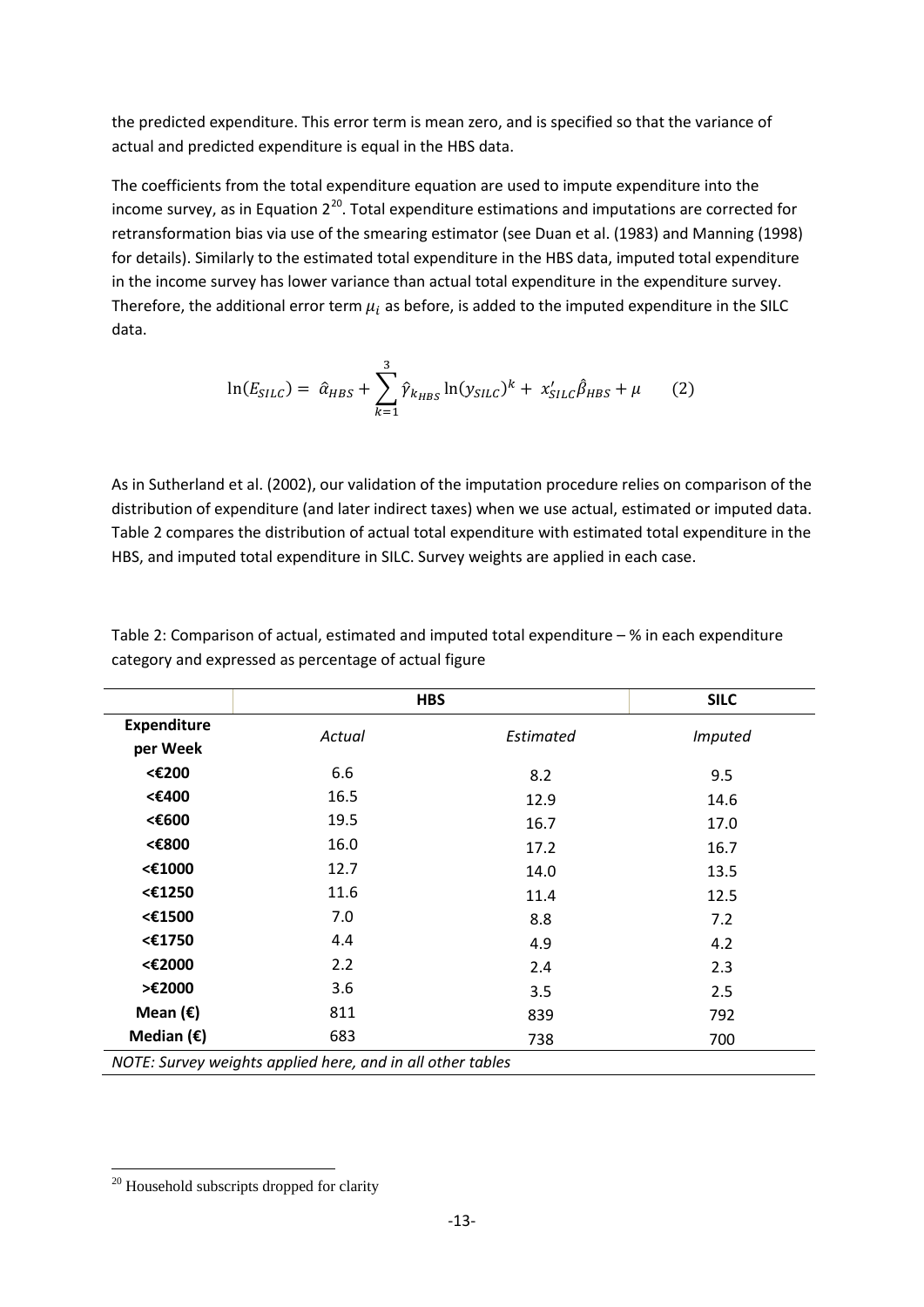the predicted expenditure. This error term is mean zero, and is specified so that the variance of actual and predicted expenditure is equal in the HBS data.

The coefficients from the total expenditure equation are used to impute expenditure into the income survey, as in Equation 2[20]. Total expenditure estimations and imputations are corrected for retransformation bias via use of the smearing estimator (see Duan et al. (1983) and Manning (1998) for details). Similarly to the estimated total expenditure in the HBS data, imputed total expenditure in the income survey has lower variance than actual total expenditure in the expenditure survey. Therefore, the additional error term $\mu_i$ as before, is added to the imputed expenditure in the SILC data.

$$\ln(E_{SILC}) = \hat{\alpha}_{HBS} + \sum_{k=1}^{3} \hat{\gamma}_{k_{HBS}} \ln(y_{SILC})^k + x'_{SILC}\hat{\beta}_{HBS} + \mu \qquad (2)$$

As in Sutherland et al. (2002), our validation of the imputation procedure relies on comparison of the distribution of expenditure (and later indirect taxes) when we use actual, estimated or imputed data. Table 2 compares the distribution of actual total expenditure with estimated total expenditure in the HBS, and imputed total expenditure in SILC. Survey weights are applied in each case.

Table 2: Comparison of actual, estimated and imputed total expenditure – % in each expenditure category and expressed as percentage of actual figure

| | **HBS** | | **SILC** |
|---|---|---|---|
| **Expenditure per Week** | *Actual* | *Estimated* | *Imputed* |
| **<€200** | 6.6 | 8.2 | 9.5 |
| **<€400** | 16.5 | 12.9 | 14.6 |
| **<€600** | 19.5 | 16.7 | 17.0 |
| **<€800** | 16.0 | 17.2 | 16.7 |
| **<€1000** | 12.7 | 14.0 | 13.5 |
| **<€1250** | 11.6 | 11.4 | 12.5 |
| **<€1500** | 7.0 | 8.8 | 7.2 |
| **<€1750** | 4.4 | 4.9 | 4.2 |
| **<€2000** | 2.2 | 2.4 | 2.3 |
| **>€2000** | 3.6 | 3.5 | 2.5 |
| **Mean (€)** | 811 | 839 | 792 |
| **Median (€)** | 683 | 738 | 700 |

*NOTE: Survey weights applied here, and in all other tables*

[20] Household subscripts dropped for clarity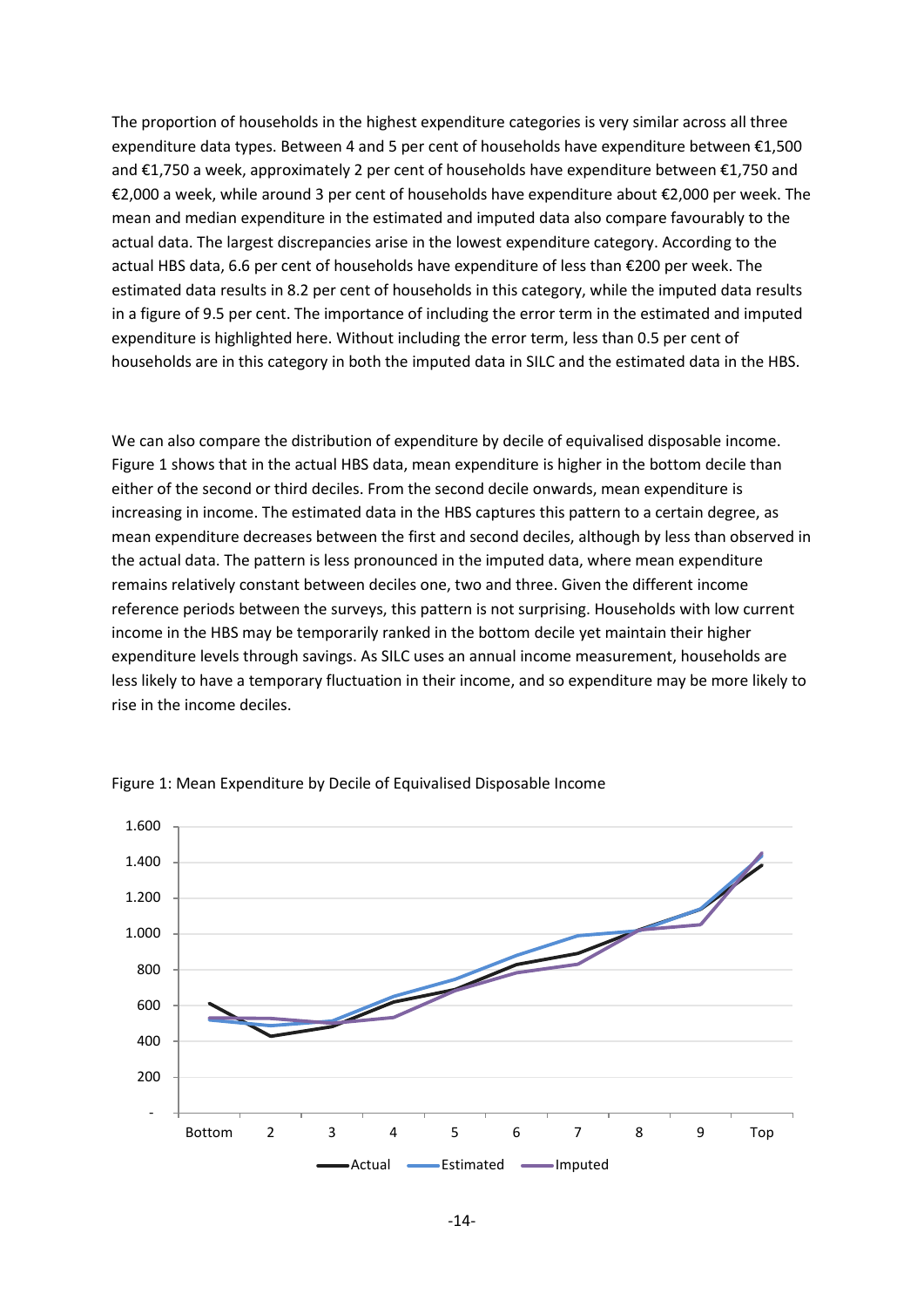The proportion of households in the highest expenditure categories is very similar across all three expenditure data types. Between 4 and 5 per cent of households have expenditure between €1,500 and €1,750 a week, approximately 2 per cent of households have expenditure between €1,750 and €2,000 a week, while around 3 per cent of households have expenditure about €2,000 per week. The mean and median expenditure in the estimated and imputed data also compare favourably to the actual data. The largest discrepancies arise in the lowest expenditure category. According to the actual HBS data, 6.6 per cent of households have expenditure of less than €200 per week. The estimated data results in 8.2 per cent of households in this category, while the imputed data results in a figure of 9.5 per cent. The importance of including the error term in the estimated and imputed expenditure is highlighted here. Without including the error term, less than 0.5 per cent of households are in this category in both the imputed data in SILC and the estimated data in the HBS.

We can also compare the distribution of expenditure by decile of equivalised disposable income. Figure 1 shows that in the actual HBS data, mean expenditure is higher in the bottom decile than either of the second or third deciles. From the second decile onwards, mean expenditure is increasing in income. The estimated data in the HBS captures this pattern to a certain degree, as mean expenditure decreases between the first and second deciles, although by less than observed in the actual data. The pattern is less pronounced in the imputed data, where mean expenditure remains relatively constant between deciles one, two and three. Given the different income reference periods between the surveys, this pattern is not surprising. Households with low current income in the HBS may be temporarily ranked in the bottom decile yet maintain their higher expenditure levels through savings. As SILC uses an annual income measurement, households are less likely to have a temporary fluctuation in their income, and so expenditure may be more likely to rise in the income deciles.

Figure 1: Mean Expenditure by Decile of Equivalised Disposable Income

1.600
1.400
1.200
1.000
800
600
400
200
-

Bottom 2 3 4 5 6 7 8 9 Top

Actual Estimated Imputed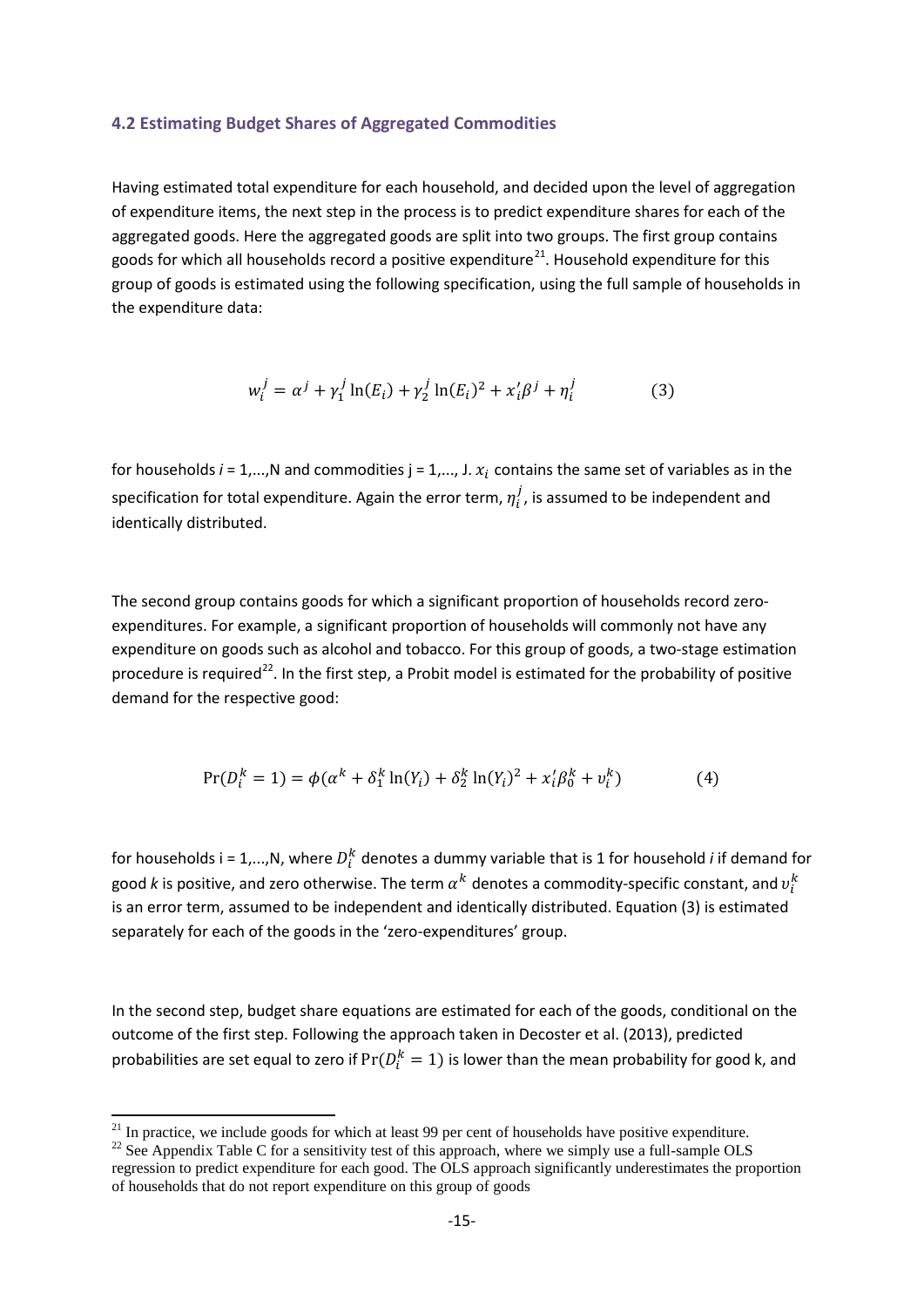### 4.2 Estimating Budget Shares of Aggregated Commodities

Having estimated total expenditure for each household, and decided upon the level of aggregation of expenditure items, the next step in the process is to predict expenditure shares for each of the aggregated goods. Here the aggregated goods are split into two groups. The first group contains goods for which all households record a positive expenditure[21]. Household expenditure for this group of goods is estimated using the following specification, using the full sample of households in the expenditure data:

$$w_i^j = \alpha^j + \gamma_1^j \ln(E_i) + \gamma_2^j \ln(E_i)^2 + x_i' \beta^j + \eta_i^j \qquad (3)$$

for households $i$ = 1,...,N and commodities j = 1,..., J. $x_i$ contains the same set of variables as in the specification for total expenditure. Again the error term, $\eta_i^j$, is assumed to be independent and identically distributed.

The second group contains goods for which a significant proportion of households record zero-expenditures. For example, a significant proportion of households will commonly not have any expenditure on goods such as alcohol and tobacco. For this group of goods, a two-stage estimation procedure is required[22]. In the first step, a Probit model is estimated for the probability of positive demand for the respective good:

$$\Pr(D_i^k = 1) = \phi(\alpha^k + \delta_1^k \ln(Y_i) + \delta_2^k \ln(Y_i)^2 + x_i' \beta_0^k + \upsilon_i^k) \qquad (4)$$

for households i = 1,...,N, where $D_i^k$ denotes a dummy variable that is 1 for household *i* if demand for good *k* is positive, and zero otherwise. The term $\alpha^k$ denotes a commodity-specific constant, and $\upsilon_i^k$ is an error term, assumed to be independent and identically distributed. Equation (3) is estimated separately for each of the goods in the 'zero-expenditures' group.

In the second step, budget share equations are estimated for each of the goods, conditional on the outcome of the first step. Following the approach taken in Decoster et al. (2013), predicted probabilities are set equal to zero if $\Pr(D_i^k = 1)$ is lower than the mean probability for good k, and

---

[21] In practice, we include goods for which at least 99 per cent of households have positive expenditure.

[22] See Appendix Table C for a sensitivity test of this approach, where we simply use a full-sample OLS regression to predict expenditure for each good. The OLS approach significantly underestimates the proportion of households that do not report expenditure on this group of goods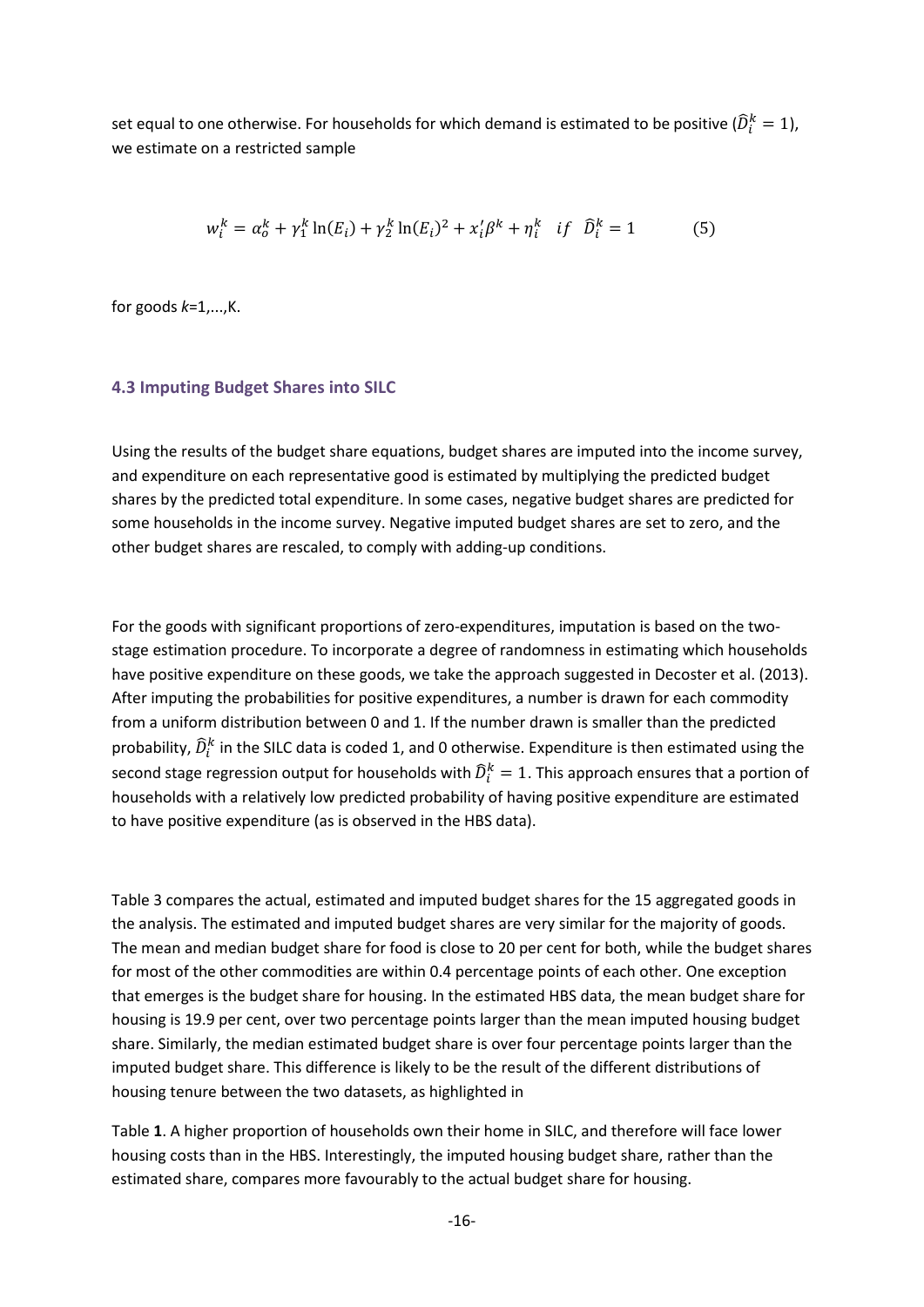set equal to one otherwise. For households for which demand is estimated to be positive ($\widehat{D}_i^k = 1$), we estimate on a restricted sample

$$w_i^k = \alpha_o^k + \gamma_1^k \ln(E_i) + \gamma_2^k \ln(E_i)^2 + x_i'\beta^k + \eta_i^k \quad if \quad \widehat{D}_i^k = 1 \qquad (5)$$

for goods $k$=1,...,K.

### 4.3 Imputing Budget Shares into SILC

Using the results of the budget share equations, budget shares are imputed into the income survey, and expenditure on each representative good is estimated by multiplying the predicted budget shares by the predicted total expenditure. In some cases, negative budget shares are predicted for some households in the income survey. Negative imputed budget shares are set to zero, and the other budget shares are rescaled, to comply with adding-up conditions.

For the goods with significant proportions of zero-expenditures, imputation is based on the two-stage estimation procedure. To incorporate a degree of randomness in estimating which households have positive expenditure on these goods, we take the approach suggested in Decoster et al. (2013). After imputing the probabilities for positive expenditures, a number is drawn for each commodity from a uniform distribution between 0 and 1. If the number drawn is smaller than the predicted probability, $\widehat{D}_i^k$ in the SILC data is coded 1, and 0 otherwise. Expenditure is then estimated using the second stage regression output for households with $\widehat{D}_i^k = 1$. This approach ensures that a portion of households with a relatively low predicted probability of having positive expenditure are estimated to have positive expenditure (as is observed in the HBS data).

Table 3 compares the actual, estimated and imputed budget shares for the 15 aggregated goods in the analysis. The estimated and imputed budget shares are very similar for the majority of goods. The mean and median budget share for food is close to 20 per cent for both, while the budget shares for most of the other commodities are within 0.4 percentage points of each other. One exception that emerges is the budget share for housing. In the estimated HBS data, the mean budget share for housing is 19.9 per cent, over two percentage points larger than the mean imputed housing budget share. Similarly, the median estimated budget share is over four percentage points larger than the imputed budget share. This difference is likely to be the result of the different distributions of housing tenure between the two datasets, as highlighted in

Table **1**. A higher proportion of households own their home in SILC, and therefore will face lower housing costs than in the HBS. Interestingly, the imputed housing budget share, rather than the estimated share, compares more favourably to the actual budget share for housing.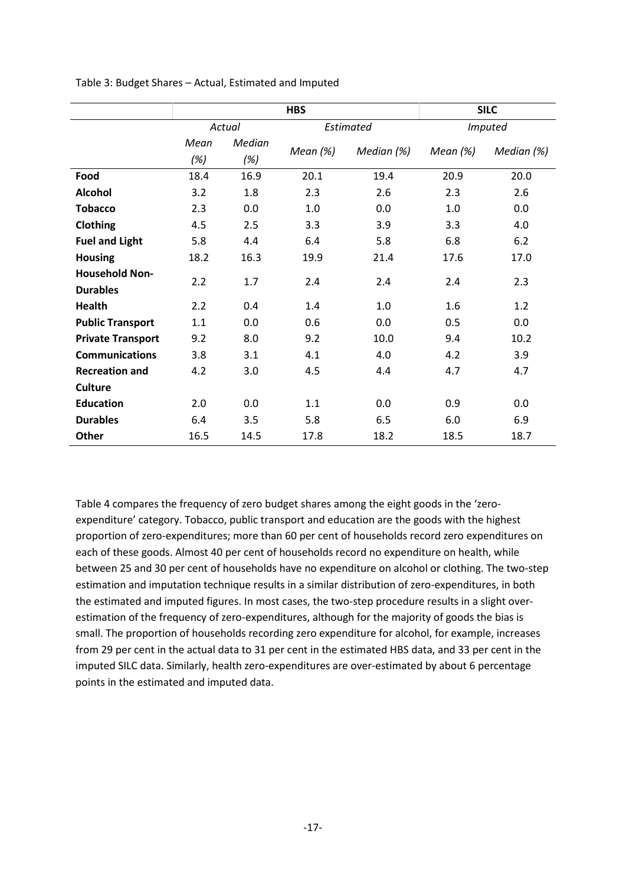Table 3: Budget Shares – Actual, Estimated and Imputed

| | HBS | | | | SILC | |
|---|---|---|---|---|---|---|
| | *Actual* | | *Estimated* | | *Imputed* | |
| | *Mean (%)* | *Median (%)* | *Mean (%)* | *Median (%)* | *Mean (%)* | *Median (%)* |
| **Food** | 18.4 | 16.9 | 20.1 | 19.4 | 20.9 | 20.0 |
| **Alcohol** | 3.2 | 1.8 | 2.3 | 2.6 | 2.3 | 2.6 |
| **Tobacco** | 2.3 | 0.0 | 1.0 | 0.0 | 1.0 | 0.0 |
| **Clothing** | 4.5 | 2.5 | 3.3 | 3.9 | 3.3 | 4.0 |
| **Fuel and Light** | 5.8 | 4.4 | 6.4 | 5.8 | 6.8 | 6.2 |
| **Housing** | 18.2 | 16.3 | 19.9 | 21.4 | 17.6 | 17.0 |
| **Household Non-Durables** | 2.2 | 1.7 | 2.4 | 2.4 | 2.4 | 2.3 |
| **Health** | 2.2 | 0.4 | 1.4 | 1.0 | 1.6 | 1.2 |
| **Public Transport** | 1.1 | 0.0 | 0.6 | 0.0 | 0.5 | 0.0 |
| **Private Transport** | 9.2 | 8.0 | 9.2 | 10.0 | 9.4 | 10.2 |
| **Communications** | 3.8 | 3.1 | 4.1 | 4.0 | 4.2 | 3.9 |
| **Recreation and Culture** | 4.2 | 3.0 | 4.5 | 4.4 | 4.7 | 4.7 |
| **Education** | 2.0 | 0.0 | 1.1 | 0.0 | 0.9 | 0.0 |
| **Durables** | 6.4 | 3.5 | 5.8 | 6.5 | 6.0 | 6.9 |
| **Other** | 16.5 | 14.5 | 17.8 | 18.2 | 18.5 | 18.7 |

Table 4 compares the frequency of zero budget shares among the eight goods in the 'zero-expenditure' category. Tobacco, public transport and education are the goods with the highest proportion of zero-expenditures; more than 60 per cent of households record zero expenditures on each of these goods. Almost 40 per cent of households record no expenditure on health, while between 25 and 30 per cent of households have no expenditure on alcohol or clothing. The two-step estimation and imputation technique results in a similar distribution of zero-expenditures, in both the estimated and imputed figures. In most cases, the two-step procedure results in a slight over-estimation of the frequency of zero-expenditures, although for the majority of goods the bias is small. The proportion of households recording zero expenditure for alcohol, for example, increases from 29 per cent in the actual data to 31 per cent in the estimated HBS data, and 33 per cent in the imputed SILC data. Similarly, health zero-expenditures are over-estimated by about 6 percentage points in the estimated and imputed data.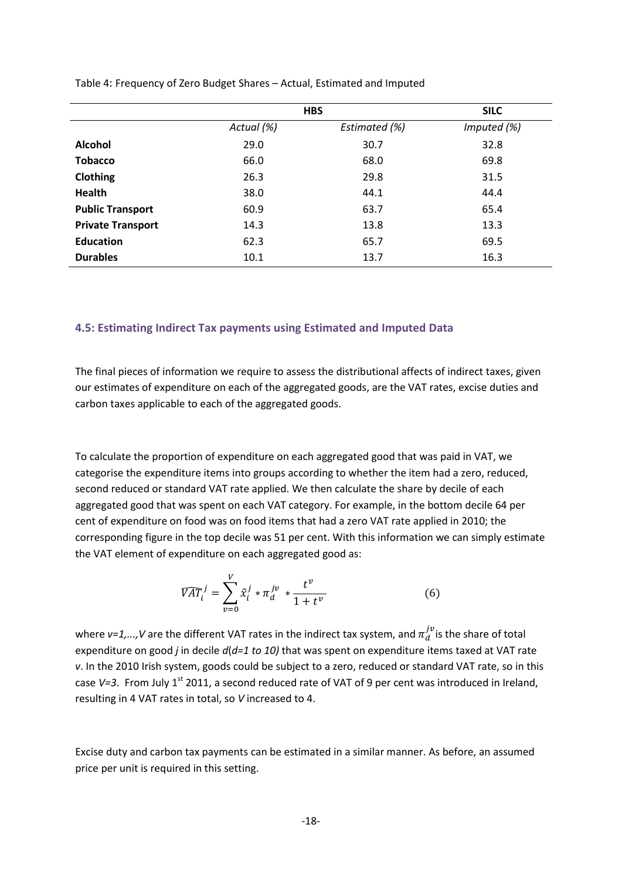Table 4: Frequency of Zero Budget Shares – Actual, Estimated and Imputed

| | HBS | | SILC |
|---|---|---|---|
| | *Actual (%)* | *Estimated (%)* | *Imputed (%)* |
| **Alcohol** | 29.0 | 30.7 | 32.8 |
| **Tobacco** | 66.0 | 68.0 | 69.8 |
| **Clothing** | 26.3 | 29.8 | 31.5 |
| **Health** | 38.0 | 44.1 | 44.4 |
| **Public Transport** | 60.9 | 63.7 | 65.4 |
| **Private Transport** | 14.3 | 13.8 | 13.3 |
| **Education** | 62.3 | 65.7 | 69.5 |
| **Durables** | 10.1 | 13.7 | 16.3 |

### 4.5: Estimating Indirect Tax payments using Estimated and Imputed Data

The final pieces of information we require to assess the distributional affects of indirect taxes, given our estimates of expenditure on each of the aggregated goods, are the VAT rates, excise duties and carbon taxes applicable to each of the aggregated goods.

To calculate the proportion of expenditure on each aggregated good that was paid in VAT, we categorise the expenditure items into groups according to whether the item had a zero, reduced, second reduced or standard VAT rate applied. We then calculate the share by decile of each aggregated good that was spent on each VAT category. For example, in the bottom decile 64 per cent of expenditure on food was on food items that had a zero VAT rate applied in 2010; the corresponding figure in the top decile was 51 per cent. With this information we can simply estimate the VAT element of expenditure on each aggregated good as:

$$\widehat{VAT}_i^j = \sum_{v=0}^{V} \hat{x}_i^j * \pi_d^{jv} * \frac{t^v}{1+t^v} \qquad (6)$$

where $v=1,...,V$ are the different VAT rates in the indirect tax system, and $\pi_d^{jv}$ is the share of total expenditure on good $j$ in decile $d$ ($d=1$ *to* $10$) that was spent on expenditure items taxed at VAT rate $v$. In the 2010 Irish system, goods could be subject to a zero, reduced or standard VAT rate, so in this case $V=3$. From July 1st 2011, a second reduced rate of VAT of 9 per cent was introduced in Ireland, resulting in 4 VAT rates in total, so $V$ increased to 4.

Excise duty and carbon tax payments can be estimated in a similar manner. As before, an assumed price per unit is required in this setting.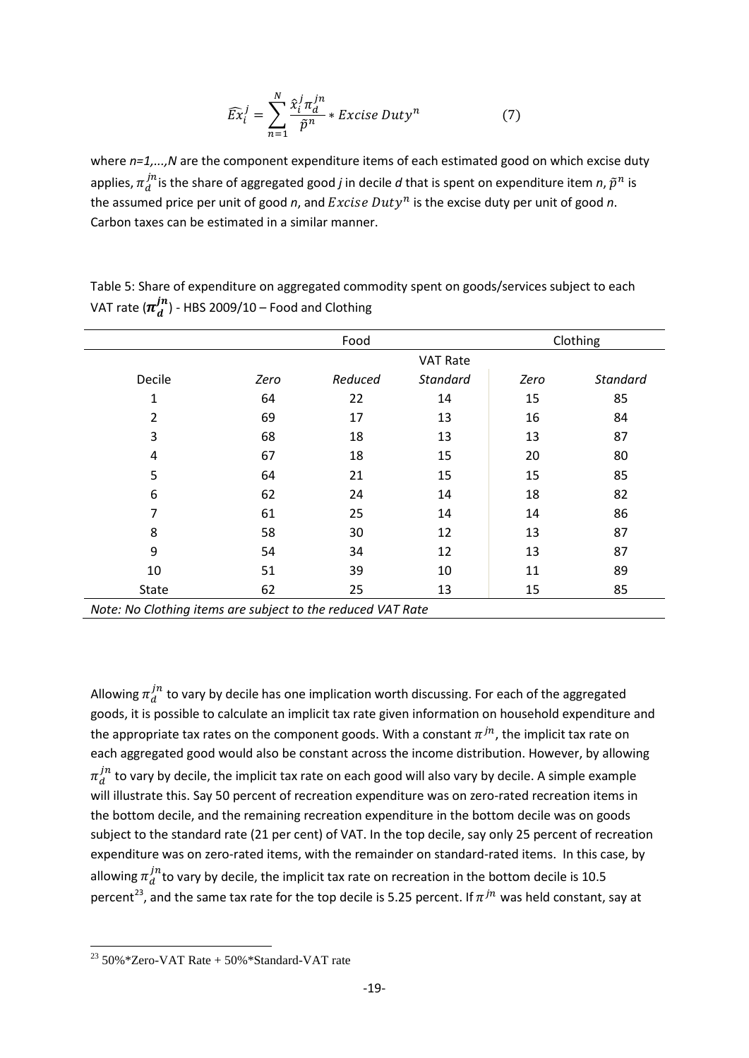$$\widehat{Ex}_i^j = \sum_{n=1}^{N} \frac{\hat{x}_i^j \pi_d^{jn}}{\tilde{p}^n} * Excise\ Duty^n \qquad (7)$$

where *n=1,...,N* are the component expenditure items of each estimated good on which excise duty applies, $\pi_d^{jn}$ is the share of aggregated good *j* in decile *d* that is spent on expenditure item *n*, $\tilde{p}^n$ is the assumed price per unit of good *n*, and $Excise\ Duty^n$ is the excise duty per unit of good *n*. Carbon taxes can be estimated in a similar manner.

Table 5: Share of expenditure on aggregated commodity spent on goods/services subject to each VAT rate ($\boldsymbol{\pi_d^{jn}}$) - HBS 2009/10 – Food and Clothing

| | Food | | | Clothing | |
|---|---|---|---|---|---|
| | | | VAT Rate | | |
| Decile | *Zero* | *Reduced* | *Standard* | *Zero* | *Standard* |
| 1 | 64 | 22 | 14 | 15 | 85 |
| 2 | 69 | 17 | 13 | 16 | 84 |
| 3 | 68 | 18 | 13 | 13 | 87 |
| 4 | 67 | 18 | 15 | 20 | 80 |
| 5 | 64 | 21 | 15 | 15 | 85 |
| 6 | 62 | 24 | 14 | 18 | 82 |
| 7 | 61 | 25 | 14 | 14 | 86 |
| 8 | 58 | 30 | 12 | 13 | 87 |
| 9 | 54 | 34 | 12 | 13 | 87 |
| 10 | 51 | 39 | 10 | 11 | 89 |
| State | 62 | 25 | 13 | 15 | 85 |

*Note: No Clothing items are subject to the reduced VAT Rate*

Allowing $\pi_d^{jn}$ to vary by decile has one implication worth discussing. For each of the aggregated goods, it is possible to calculate an implicit tax rate given information on household expenditure and the appropriate tax rates on the component goods. With a constant $\pi^{jn}$, the implicit tax rate on each aggregated good would also be constant across the income distribution. However, by allowing $\pi_d^{jn}$ to vary by decile, the implicit tax rate on each good will also vary by decile. A simple example will illustrate this. Say 50 percent of recreation expenditure was on zero-rated recreation items in the bottom decile, and the remaining recreation expenditure in the bottom decile was on goods subject to the standard rate (21 per cent) of VAT. In the top decile, say only 25 percent of recreation expenditure was on zero-rated items, with the remainder on standard-rated items. In this case, by allowing $\pi_d^{jn}$ to vary by decile, the implicit tax rate on recreation in the bottom decile is 10.5 percent[23], and the same tax rate for the top decile is 5.25 percent. If $\pi^{jn}$ was held constant, say at

[23] 50%*Zero-VAT Rate + 50%*Standard-VAT rate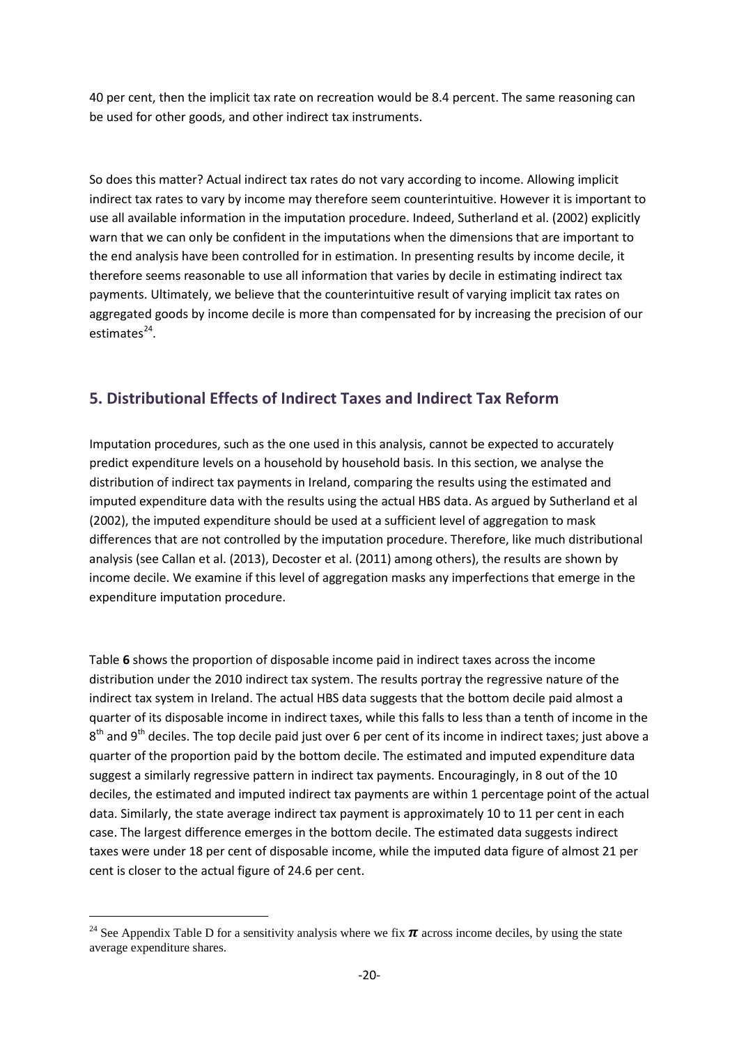40 per cent, then the implicit tax rate on recreation would be 8.4 percent. The same reasoning can be used for other goods, and other indirect tax instruments.

So does this matter? Actual indirect tax rates do not vary according to income. Allowing implicit indirect tax rates to vary by income may therefore seem counterintuitive. However it is important to use all available information in the imputation procedure. Indeed, Sutherland et al. (2002) explicitly warn that we can only be confident in the imputations when the dimensions that are important to the end analysis have been controlled for in estimation. In presenting results by income decile, it therefore seems reasonable to use all information that varies by decile in estimating indirect tax payments. Ultimately, we believe that the counterintuitive result of varying implicit tax rates on aggregated goods by income decile is more than compensated for by increasing the precision of our estimates[24].

## 5. Distributional Effects of Indirect Taxes and Indirect Tax Reform

Imputation procedures, such as the one used in this analysis, cannot be expected to accurately predict expenditure levels on a household by household basis. In this section, we analyse the distribution of indirect tax payments in Ireland, comparing the results using the estimated and imputed expenditure data with the results using the actual HBS data. As argued by Sutherland et al (2002), the imputed expenditure should be used at a sufficient level of aggregation to mask differences that are not controlled by the imputation procedure. Therefore, like much distributional analysis (see Callan et al. (2013), Decoster et al. (2011) among others), the results are shown by income decile. We examine if this level of aggregation masks any imperfections that emerge in the expenditure imputation procedure.

Table **6** shows the proportion of disposable income paid in indirect taxes across the income distribution under the 2010 indirect tax system. The results portray the regressive nature of the indirect tax system in Ireland. The actual HBS data suggests that the bottom decile paid almost a quarter of its disposable income in indirect taxes, while this falls to less than a tenth of income in the 8[th] and 9[th] deciles. The top decile paid just over 6 per cent of its income in indirect taxes; just above a quarter of the proportion paid by the bottom decile. The estimated and imputed expenditure data suggest a similarly regressive pattern in indirect tax payments. Encouragingly, in 8 out of the 10 deciles, the estimated and imputed indirect tax payments are within 1 percentage point of the actual data. Similarly, the state average indirect tax payment is approximately 10 to 11 per cent in each case. The largest difference emerges in the bottom decile. The estimated data suggests indirect taxes were under 18 per cent of disposable income, while the imputed data figure of almost 21 per cent is closer to the actual figure of 24.6 per cent.

---

[24] See Appendix Table D for a sensitivity analysis where we fix $\boldsymbol{\pi}$ across income deciles, by using the state average expenditure shares.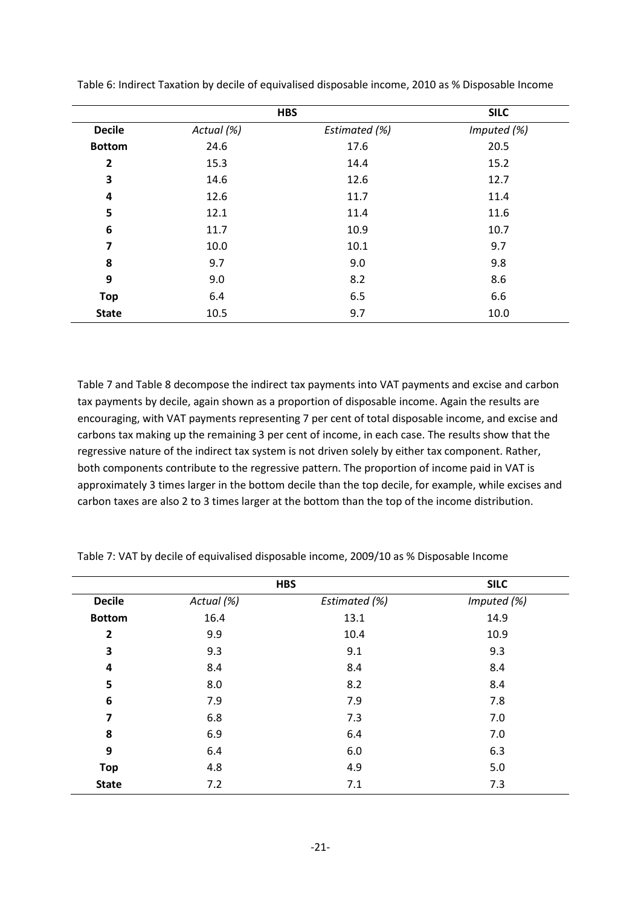Table 6: Indirect Taxation by decile of equivalised disposable income, 2010 as % Disposable Income

| | HBS | | SILC |
|---|---|---|---|
| **Decile** | *Actual (%)* | *Estimated (%)* | *Imputed (%)* |
| **Bottom** | 24.6 | 17.6 | 20.5 |
| **2** | 15.3 | 14.4 | 15.2 |
| **3** | 14.6 | 12.6 | 12.7 |
| **4** | 12.6 | 11.7 | 11.4 |
| **5** | 12.1 | 11.4 | 11.6 |
| **6** | 11.7 | 10.9 | 10.7 |
| **7** | 10.0 | 10.1 | 9.7 |
| **8** | 9.7 | 9.0 | 9.8 |
| **9** | 9.0 | 8.2 | 8.6 |
| **Top** | 6.4 | 6.5 | 6.6 |
| **State** | 10.5 | 9.7 | 10.0 |

Table 7 and Table 8 decompose the indirect tax payments into VAT payments and excise and carbon tax payments by decile, again shown as a proportion of disposable income. Again the results are encouraging, with VAT payments representing 7 per cent of total disposable income, and excise and carbons tax making up the remaining 3 per cent of income, in each case. The results show that the regressive nature of the indirect tax system is not driven solely by either tax component. Rather, both components contribute to the regressive pattern. The proportion of income paid in VAT is approximately 3 times larger in the bottom decile than the top decile, for example, while excises and carbon taxes are also 2 to 3 times larger at the bottom than the top of the income distribution.

Table 7: VAT by decile of equivalised disposable income, 2009/10 as % Disposable Income

| | HBS | | SILC |
|---|---|---|---|
| **Decile** | *Actual (%)* | *Estimated (%)* | *Imputed (%)* |
| **Bottom** | 16.4 | 13.1 | 14.9 |
| **2** | 9.9 | 10.4 | 10.9 |
| **3** | 9.3 | 9.1 | 9.3 |
| **4** | 8.4 | 8.4 | 8.4 |
| **5** | 8.0 | 8.2 | 8.4 |
| **6** | 7.9 | 7.9 | 7.8 |
| **7** | 6.8 | 7.3 | 7.0 |
| **8** | 6.9 | 6.4 | 7.0 |
| **9** | 6.4 | 6.0 | 6.3 |
| **Top** | 4.8 | 4.9 | 5.0 |
| **State** | 7.2 | 7.1 | 7.3 |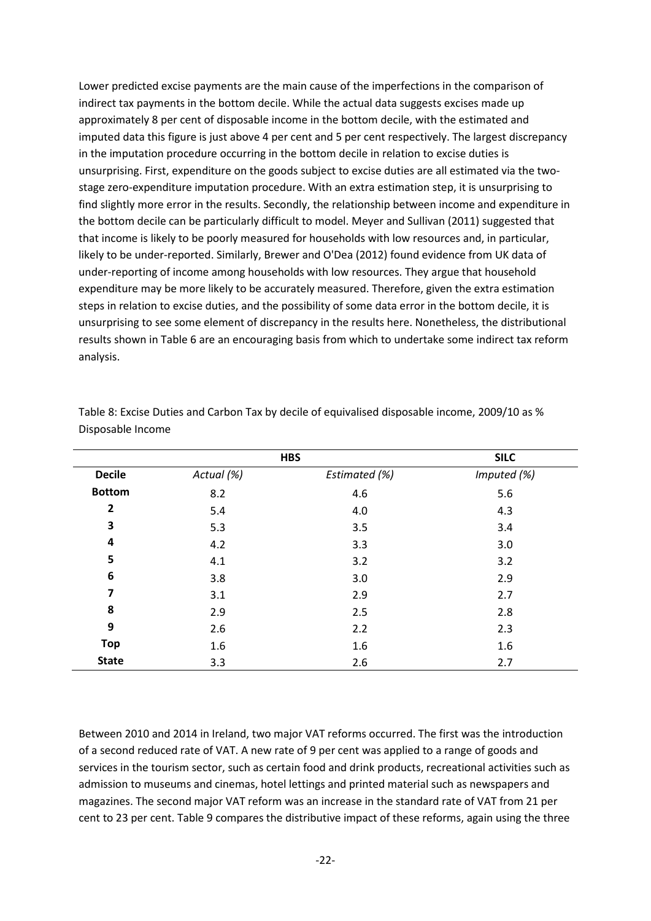Lower predicted excise payments are the main cause of the imperfections in the comparison of indirect tax payments in the bottom decile. While the actual data suggests excises made up approximately 8 per cent of disposable income in the bottom decile, with the estimated and imputed data this figure is just above 4 per cent and 5 per cent respectively. The largest discrepancy in the imputation procedure occurring in the bottom decile in relation to excise duties is unsurprising. First, expenditure on the goods subject to excise duties are all estimated via the two-stage zero-expenditure imputation procedure. With an extra estimation step, it is unsurprising to find slightly more error in the results. Secondly, the relationship between income and expenditure in the bottom decile can be particularly difficult to model. Meyer and Sullivan (2011) suggested that that income is likely to be poorly measured for households with low resources and, in particular, likely to be under-reported. Similarly, Brewer and O'Dea (2012) found evidence from UK data of under-reporting of income among households with low resources. They argue that household expenditure may be more likely to be accurately measured. Therefore, given the extra estimation steps in relation to excise duties, and the possibility of some data error in the bottom decile, it is unsurprising to see some element of discrepancy in the results here. Nonetheless, the distributional results shown in Table 6 are an encouraging basis from which to undertake some indirect tax reform analysis.

Table 8: Excise Duties and Carbon Tax by decile of equivalised disposable income, 2009/10 as % Disposable Income

| | **HBS** | | **SILC** |
|---|---|---|---|
| **Decile** | *Actual (%)* | *Estimated (%)* | *Imputed (%)* |
| **Bottom** | 8.2 | 4.6 | 5.6 |
| **2** | 5.4 | 4.0 | 4.3 |
| **3** | 5.3 | 3.5 | 3.4 |
| **4** | 4.2 | 3.3 | 3.0 |
| **5** | 4.1 | 3.2 | 3.2 |
| **6** | 3.8 | 3.0 | 2.9 |
| **7** | 3.1 | 2.9 | 2.7 |
| **8** | 2.9 | 2.5 | 2.8 |
| **9** | 2.6 | 2.2 | 2.3 |
| **Top** | 1.6 | 1.6 | 1.6 |
| **State** | 3.3 | 2.6 | 2.7 |

Between 2010 and 2014 in Ireland, two major VAT reforms occurred. The first was the introduction of a second reduced rate of VAT. A new rate of 9 per cent was applied to a range of goods and services in the tourism sector, such as certain food and drink products, recreational activities such as admission to museums and cinemas, hotel lettings and printed material such as newspapers and magazines. The second major VAT reform was an increase in the standard rate of VAT from 21 per cent to 23 per cent. Table 9 compares the distributive impact of these reforms, again using the three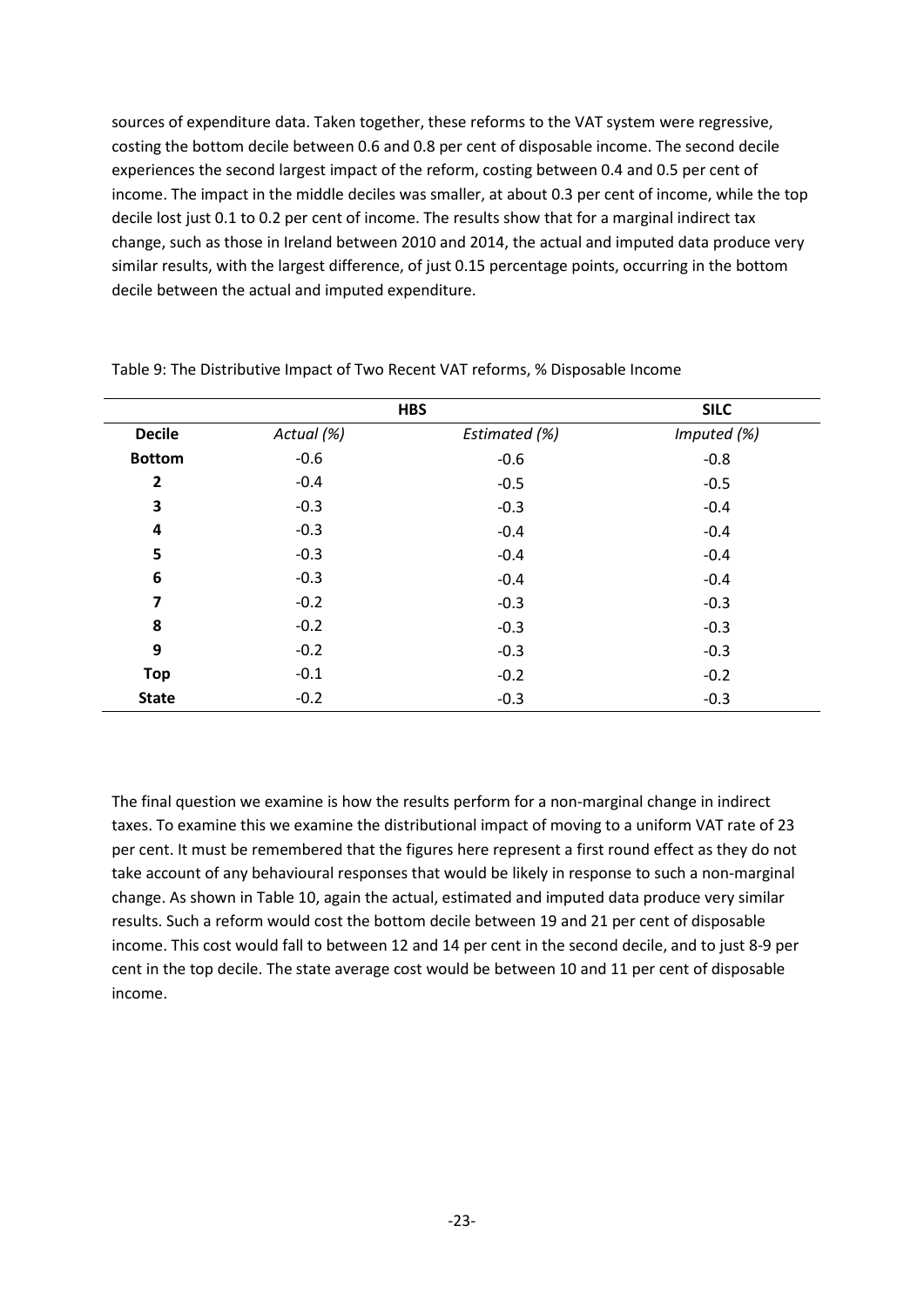sources of expenditure data. Taken together, these reforms to the VAT system were regressive, costing the bottom decile between 0.6 and 0.8 per cent of disposable income. The second decile experiences the second largest impact of the reform, costing between 0.4 and 0.5 per cent of income. The impact in the middle deciles was smaller, at about 0.3 per cent of income, while the top decile lost just 0.1 to 0.2 per cent of income. The results show that for a marginal indirect tax change, such as those in Ireland between 2010 and 2014, the actual and imputed data produce very similar results, with the largest difference, of just 0.15 percentage points, occurring in the bottom decile between the actual and imputed expenditure.

Table 9: The Distributive Impact of Two Recent VAT reforms, % Disposable Income

| | HBS | | SILC |
|---|---|---|---|
| **Decile** | *Actual (%)* | *Estimated (%)* | *Imputed (%)* |
| **Bottom** | -0.6 | -0.6 | -0.8 |
| **2** | -0.4 | -0.5 | -0.5 |
| **3** | -0.3 | -0.3 | -0.4 |
| **4** | -0.3 | -0.4 | -0.4 |
| **5** | -0.3 | -0.4 | -0.4 |
| **6** | -0.3 | -0.4 | -0.4 |
| **7** | -0.2 | -0.3 | -0.3 |
| **8** | -0.2 | -0.3 | -0.3 |
| **9** | -0.2 | -0.3 | -0.3 |
| **Top** | -0.1 | -0.2 | -0.2 |
| **State** | -0.2 | -0.3 | -0.3 |

The final question we examine is how the results perform for a non-marginal change in indirect taxes. To examine this we examine the distributional impact of moving to a uniform VAT rate of 23 per cent. It must be remembered that the figures here represent a first round effect as they do not take account of any behavioural responses that would be likely in response to such a non-marginal change. As shown in Table 10, again the actual, estimated and imputed data produce very similar results. Such a reform would cost the bottom decile between 19 and 21 per cent of disposable income. This cost would fall to between 12 and 14 per cent in the second decile, and to just 8-9 per cent in the top decile. The state average cost would be between 10 and 11 per cent of disposable income.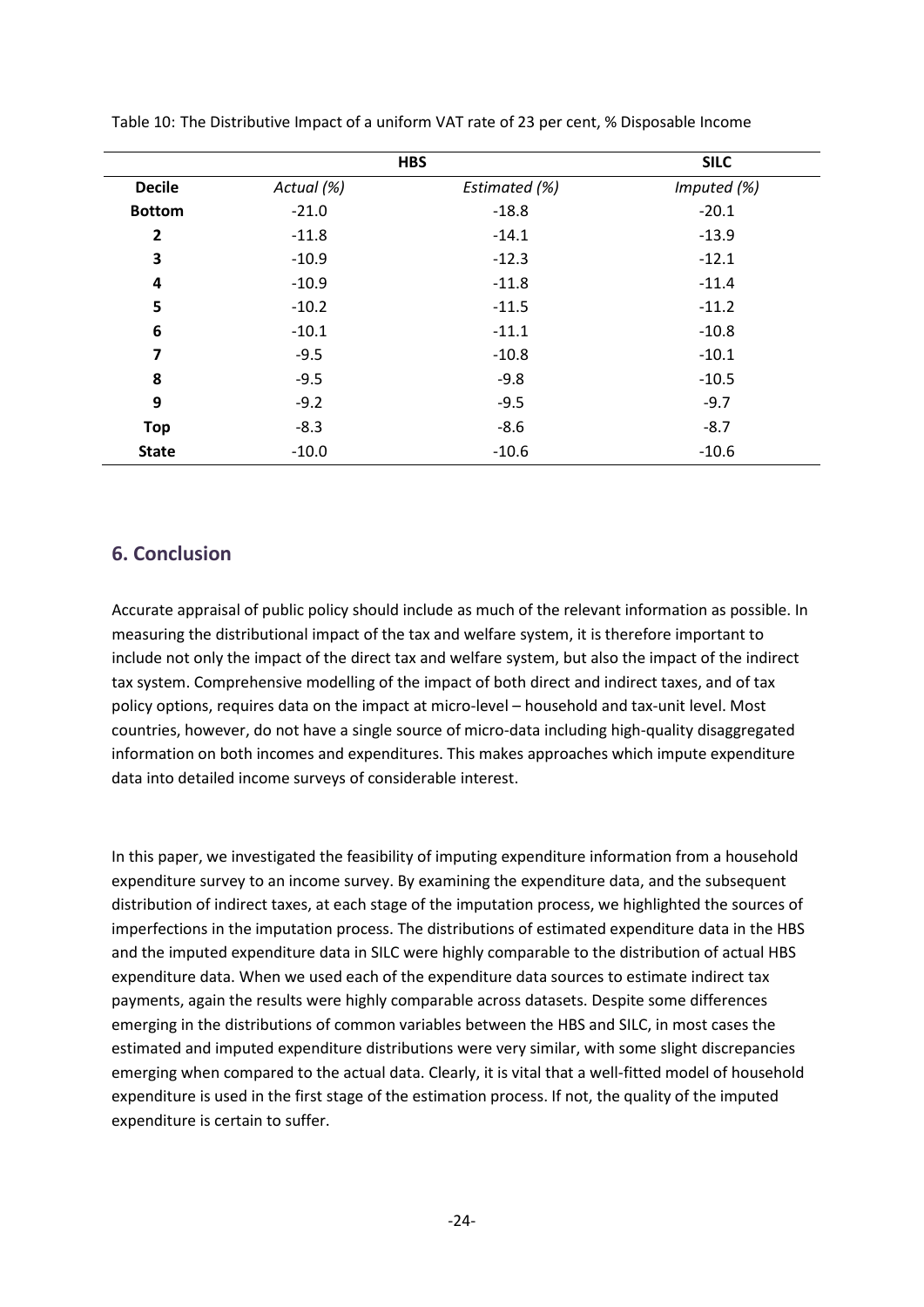Table 10: The Distributive Impact of a uniform VAT rate of 23 per cent, % Disposable Income

| | HBS | | SILC |
|---|---|---|---|
| **Decile** | *Actual (%)* | *Estimated (%)* | *Imputed (%)* |
| **Bottom** | -21.0 | -18.8 | -20.1 |
| **2** | -11.8 | -14.1 | -13.9 |
| **3** | -10.9 | -12.3 | -12.1 |
| **4** | -10.9 | -11.8 | -11.4 |
| **5** | -10.2 | -11.5 | -11.2 |
| **6** | -10.1 | -11.1 | -10.8 |
| **7** | -9.5 | -10.8 | -10.1 |
| **8** | -9.5 | -9.8 | -10.5 |
| **9** | -9.2 | -9.5 | -9.7 |
| **Top** | -8.3 | -8.6 | -8.7 |
| **State** | -10.0 | -10.6 | -10.6 |

## 6. Conclusion

Accurate appraisal of public policy should include as much of the relevant information as possible. In measuring the distributional impact of the tax and welfare system, it is therefore important to include not only the impact of the direct tax and welfare system, but also the impact of the indirect tax system. Comprehensive modelling of the impact of both direct and indirect taxes, and of tax policy options, requires data on the impact at micro-level – household and tax-unit level. Most countries, however, do not have a single source of micro-data including high-quality disaggregated information on both incomes and expenditures. This makes approaches which impute expenditure data into detailed income surveys of considerable interest.

In this paper, we investigated the feasibility of imputing expenditure information from a household expenditure survey to an income survey. By examining the expenditure data, and the subsequent distribution of indirect taxes, at each stage of the imputation process, we highlighted the sources of imperfections in the imputation process. The distributions of estimated expenditure data in the HBS and the imputed expenditure data in SILC were highly comparable to the distribution of actual HBS expenditure data. When we used each of the expenditure data sources to estimate indirect tax payments, again the results were highly comparable across datasets. Despite some differences emerging in the distributions of common variables between the HBS and SILC, in most cases the estimated and imputed expenditure distributions were very similar, with some slight discrepancies emerging when compared to the actual data. Clearly, it is vital that a well-fitted model of household expenditure is used in the first stage of the estimation process. If not, the quality of the imputed expenditure is certain to suffer.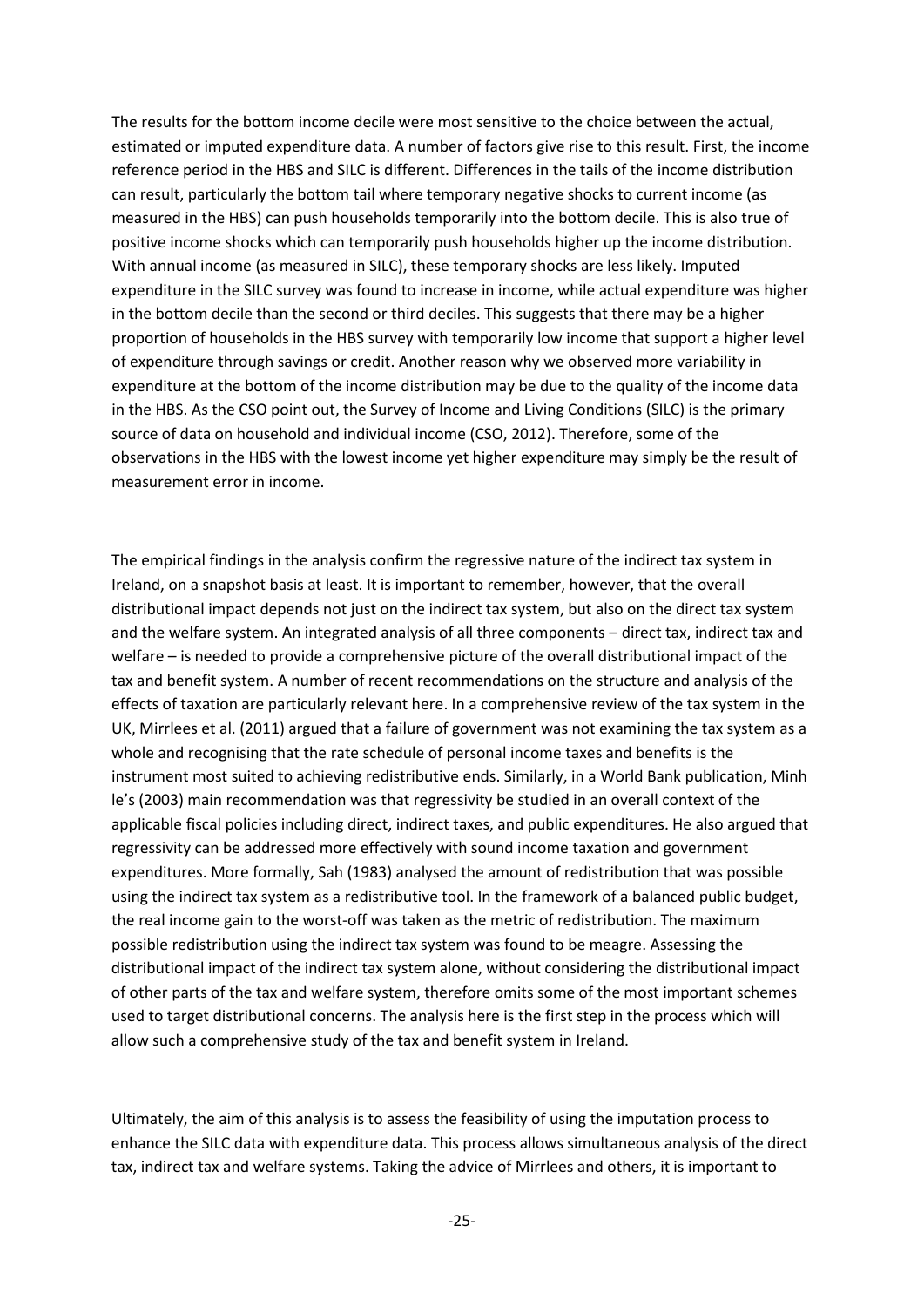The results for the bottom income decile were most sensitive to the choice between the actual, estimated or imputed expenditure data. A number of factors give rise to this result. First, the income reference period in the HBS and SILC is different. Differences in the tails of the income distribution can result, particularly the bottom tail where temporary negative shocks to current income (as measured in the HBS) can push households temporarily into the bottom decile. This is also true of positive income shocks which can temporarily push households higher up the income distribution. With annual income (as measured in SILC), these temporary shocks are less likely. Imputed expenditure in the SILC survey was found to increase in income, while actual expenditure was higher in the bottom decile than the second or third deciles. This suggests that there may be a higher proportion of households in the HBS survey with temporarily low income that support a higher level of expenditure through savings or credit. Another reason why we observed more variability in expenditure at the bottom of the income distribution may be due to the quality of the income data in the HBS. As the CSO point out, the Survey of Income and Living Conditions (SILC) is the primary source of data on household and individual income (CSO, 2012). Therefore, some of the observations in the HBS with the lowest income yet higher expenditure may simply be the result of measurement error in income.

The empirical findings in the analysis confirm the regressive nature of the indirect tax system in Ireland, on a snapshot basis at least. It is important to remember, however, that the overall distributional impact depends not just on the indirect tax system, but also on the direct tax system and the welfare system. An integrated analysis of all three components – direct tax, indirect tax and welfare – is needed to provide a comprehensive picture of the overall distributional impact of the tax and benefit system. A number of recent recommendations on the structure and analysis of the effects of taxation are particularly relevant here. In a comprehensive review of the tax system in the UK, Mirrlees et al. (2011) argued that a failure of government was not examining the tax system as a whole and recognising that the rate schedule of personal income taxes and benefits is the instrument most suited to achieving redistributive ends. Similarly, in a World Bank publication, Minh le's (2003) main recommendation was that regressivity be studied in an overall context of the applicable fiscal policies including direct, indirect taxes, and public expenditures. He also argued that regressivity can be addressed more effectively with sound income taxation and government expenditures. More formally, Sah (1983) analysed the amount of redistribution that was possible using the indirect tax system as a redistributive tool. In the framework of a balanced public budget, the real income gain to the worst-off was taken as the metric of redistribution. The maximum possible redistribution using the indirect tax system was found to be meagre. Assessing the distributional impact of the indirect tax system alone, without considering the distributional impact of other parts of the tax and welfare system, therefore omits some of the most important schemes used to target distributional concerns. The analysis here is the first step in the process which will allow such a comprehensive study of the tax and benefit system in Ireland.

Ultimately, the aim of this analysis is to assess the feasibility of using the imputation process to enhance the SILC data with expenditure data. This process allows simultaneous analysis of the direct tax, indirect tax and welfare systems. Taking the advice of Mirrlees and others, it is important to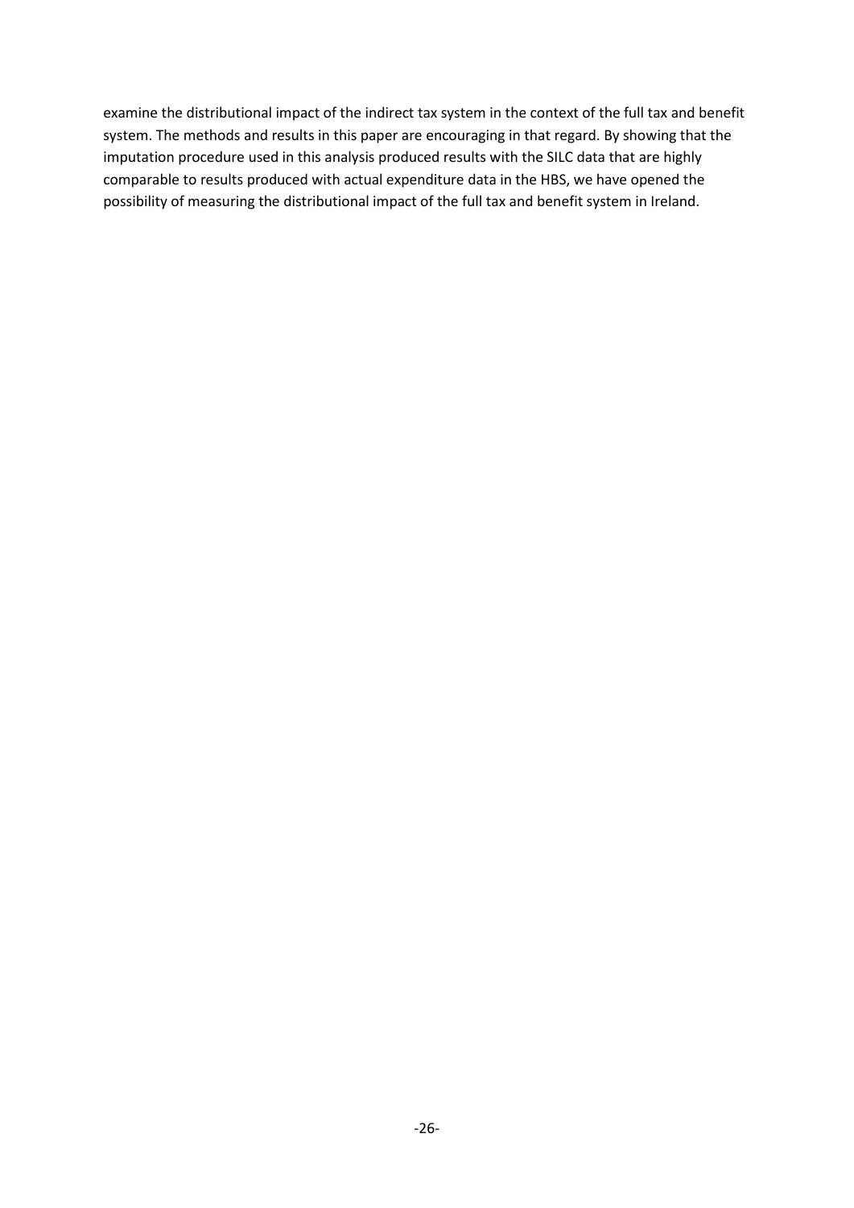examine the distributional impact of the indirect tax system in the context of the full tax and benefit system. The methods and results in this paper are encouraging in that regard. By showing that the imputation procedure used in this analysis produced results with the SILC data that are highly comparable to results produced with actual expenditure data in the HBS, we have opened the possibility of measuring the distributional impact of the full tax and benefit system in Ireland.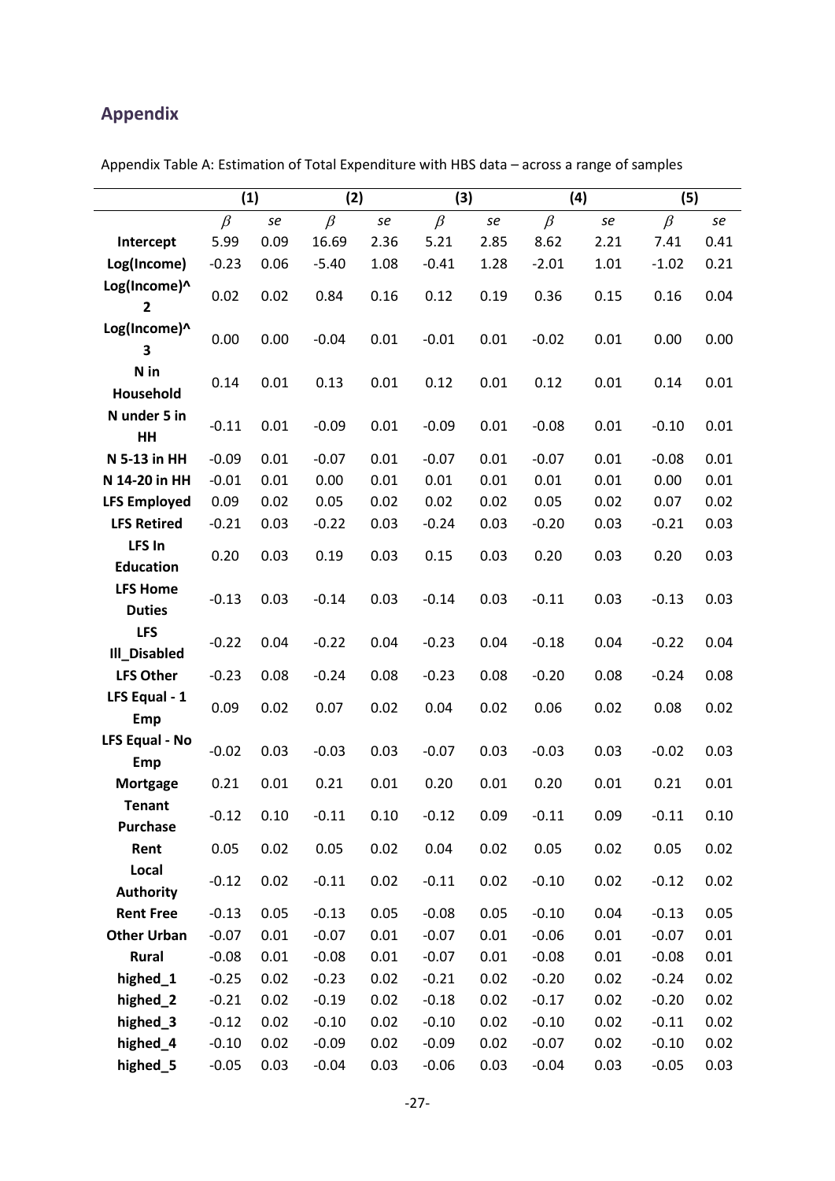## Appendix

Appendix Table A: Estimation of Total Expenditure with HBS data – across a range of samples

| | (1) | | (2) | | (3) | | (4) | | (5) | |
|---|---|---|---|---|---|---|---|---|---|---|
| | $\beta$ | *se* | $\beta$ | *se* | $\beta$ | *se* | $\beta$ | *se* | $\beta$ | *se* |
| **Intercept** | 5.99 | 0.09 | 16.69 | 2.36 | 5.21 | 2.85 | 8.62 | 2.21 | 7.41 | 0.41 |
| **Log(Income)** | -0.23 | 0.06 | -5.40 | 1.08 | -0.41 | 1.28 | -2.01 | 1.01 | -1.02 | 0.21 |
| **Log(Income)^2** | 0.02 | 0.02 | 0.84 | 0.16 | 0.12 | 0.19 | 0.36 | 0.15 | 0.16 | 0.04 |
| **Log(Income)^3** | 0.00 | 0.00 | -0.04 | 0.01 | -0.01 | 0.01 | -0.02 | 0.01 | 0.00 | 0.00 |
| **N in Household** | 0.14 | 0.01 | 0.13 | 0.01 | 0.12 | 0.01 | 0.12 | 0.01 | 0.14 | 0.01 |
| **N under 5 in HH** | -0.11 | 0.01 | -0.09 | 0.01 | -0.09 | 0.01 | -0.08 | 0.01 | -0.10 | 0.01 |
| **N 5-13 in HH** | -0.09 | 0.01 | -0.07 | 0.01 | -0.07 | 0.01 | -0.07 | 0.01 | -0.08 | 0.01 |
| **N 14-20 in HH** | -0.01 | 0.01 | 0.00 | 0.01 | 0.01 | 0.01 | 0.01 | 0.01 | 0.00 | 0.01 |
| **LFS Employed** | 0.09 | 0.02 | 0.05 | 0.02 | 0.02 | 0.02 | 0.05 | 0.02 | 0.07 | 0.02 |
| **LFS Retired** | -0.21 | 0.03 | -0.22 | 0.03 | -0.24 | 0.03 | -0.20 | 0.03 | -0.21 | 0.03 |
| **LFS In Education** | 0.20 | 0.03 | 0.19 | 0.03 | 0.15 | 0.03 | 0.20 | 0.03 | 0.20 | 0.03 |
| **LFS Home Duties** | -0.13 | 0.03 | -0.14 | 0.03 | -0.14 | 0.03 | -0.11 | 0.03 | -0.13 | 0.03 |
| **LFS Ill_Disabled** | -0.22 | 0.04 | -0.22 | 0.04 | -0.23 | 0.04 | -0.18 | 0.04 | -0.22 | 0.04 |
| **LFS Other** | -0.23 | 0.08 | -0.24 | 0.08 | -0.23 | 0.08 | -0.20 | 0.08 | -0.24 | 0.08 |
| **LFS Equal - 1 Emp** | 0.09 | 0.02 | 0.07 | 0.02 | 0.04 | 0.02 | 0.06 | 0.02 | 0.08 | 0.02 |
| **LFS Equal - No Emp** | -0.02 | 0.03 | -0.03 | 0.03 | -0.07 | 0.03 | -0.03 | 0.03 | -0.02 | 0.03 |
| **Mortgage** | 0.21 | 0.01 | 0.21 | 0.01 | 0.20 | 0.01 | 0.20 | 0.01 | 0.21 | 0.01 |
| **Tenant Purchase** | -0.12 | 0.10 | -0.11 | 0.10 | -0.12 | 0.09 | -0.11 | 0.09 | -0.11 | 0.10 |
| **Rent** | 0.05 | 0.02 | 0.05 | 0.02 | 0.04 | 0.02 | 0.05 | 0.02 | 0.05 | 0.02 |
| **Local Authority** | -0.12 | 0.02 | -0.11 | 0.02 | -0.11 | 0.02 | -0.10 | 0.02 | -0.12 | 0.02 |
| **Rent Free** | -0.13 | 0.05 | -0.13 | 0.05 | -0.08 | 0.05 | -0.10 | 0.04 | -0.13 | 0.05 |
| **Other Urban** | -0.07 | 0.01 | -0.07 | 0.01 | -0.07 | 0.01 | -0.06 | 0.01 | -0.07 | 0.01 |
| **Rural** | -0.08 | 0.01 | -0.08 | 0.01 | -0.07 | 0.01 | -0.08 | 0.01 | -0.08 | 0.01 |
| **highed_1** | -0.25 | 0.02 | -0.23 | 0.02 | -0.21 | 0.02 | -0.20 | 0.02 | -0.24 | 0.02 |
| **highed_2** | -0.21 | 0.02 | -0.19 | 0.02 | -0.18 | 0.02 | -0.17 | 0.02 | -0.20 | 0.02 |
| **highed_3** | -0.12 | 0.02 | -0.10 | 0.02 | -0.10 | 0.02 | -0.10 | 0.02 | -0.11 | 0.02 |
| **highed_4** | -0.10 | 0.02 | -0.09 | 0.02 | -0.09 | 0.02 | -0.07 | 0.02 | -0.10 | 0.02 |
| **highed_5** | -0.05 | 0.03 | -0.04 | 0.03 | -0.06 | 0.03 | -0.04 | 0.03 | -0.05 | 0.03 |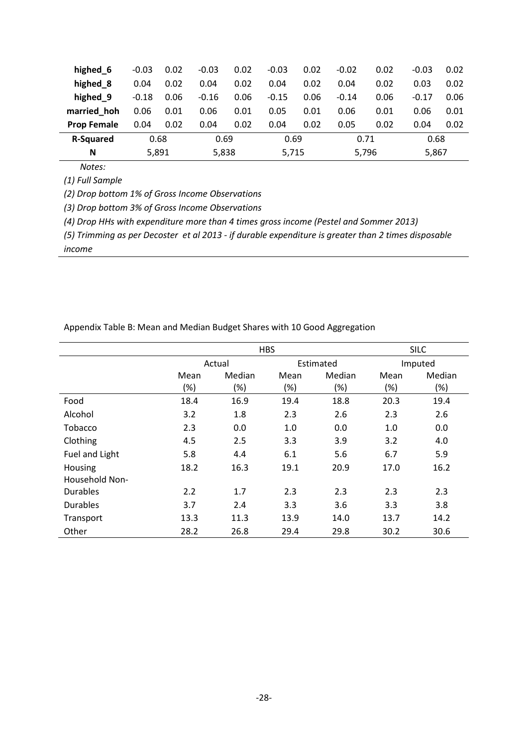| | | | | | | | | | | |
|---|---|---|---|---|---|---|---|---|---|---|
| **highed_6** | -0.03 | 0.02 | -0.03 | 0.02 | -0.03 | 0.02 | -0.02 | 0.02 | -0.03 | 0.02 |
| **highed_8** | 0.04 | 0.02 | 0.04 | 0.02 | 0.04 | 0.02 | 0.04 | 0.02 | 0.03 | 0.02 |
| **highed_9** | -0.18 | 0.06 | -0.16 | 0.06 | -0.15 | 0.06 | -0.14 | 0.06 | -0.17 | 0.06 |
| **married_hoh** | 0.06 | 0.01 | 0.06 | 0.01 | 0.05 | 0.01 | 0.06 | 0.01 | 0.06 | 0.01 |
| **Prop Female** | 0.04 | 0.02 | 0.04 | 0.02 | 0.04 | 0.02 | 0.05 | 0.02 | 0.04 | 0.02 |
| **R-Squared** | 0.68 | | 0.69 | | 0.69 | | 0.71 | | 0.68 | |
| **N** | 5,891 | | 5,838 | | 5,715 | | 5,796 | | 5,867 | |

*Notes:*

*(1) Full Sample*

*(2) Drop bottom 1% of Gross Income Observations*

*(3) Drop bottom 3% of Gross Income Observations*

*(4) Drop HHs with expenditure more than 4 times gross income (Pestel and Sommer 2013)*

*(5) Trimming as per Decoster et al 2013 - if durable expenditure is greater than 2 times disposable income*

Appendix Table B: Mean and Median Budget Shares with 10 Good Aggregation

| | HBS | | | | SILC | |
|---|---|---|---|---|---|---|
| | Actual | | Estimated | | Imputed | |
| | Mean (%) | Median (%) | Mean (%) | Median (%) | Mean (%) | Median (%) |
| Food | 18.4 | 16.9 | 19.4 | 18.8 | 20.3 | 19.4 |
| Alcohol | 3.2 | 1.8 | 2.3 | 2.6 | 2.3 | 2.6 |
| Tobacco | 2.3 | 0.0 | 1.0 | 0.0 | 1.0 | 0.0 |
| Clothing | 4.5 | 2.5 | 3.3 | 3.9 | 3.2 | 4.0 |
| Fuel and Light | 5.8 | 4.4 | 6.1 | 5.6 | 6.7 | 5.9 |
| Housing | 18.2 | 16.3 | 19.1 | 20.9 | 17.0 | 16.2 |
| Household Non-Durables | 2.2 | 1.7 | 2.3 | 2.3 | 2.3 | 2.3 |
| Durables | 3.7 | 2.4 | 3.3 | 3.6 | 3.3 | 3.8 |
| Transport | 13.3 | 11.3 | 13.9 | 14.0 | 13.7 | 14.2 |
| Other | 28.2 | 26.8 | 29.4 | 29.8 | 30.2 | 30.6 |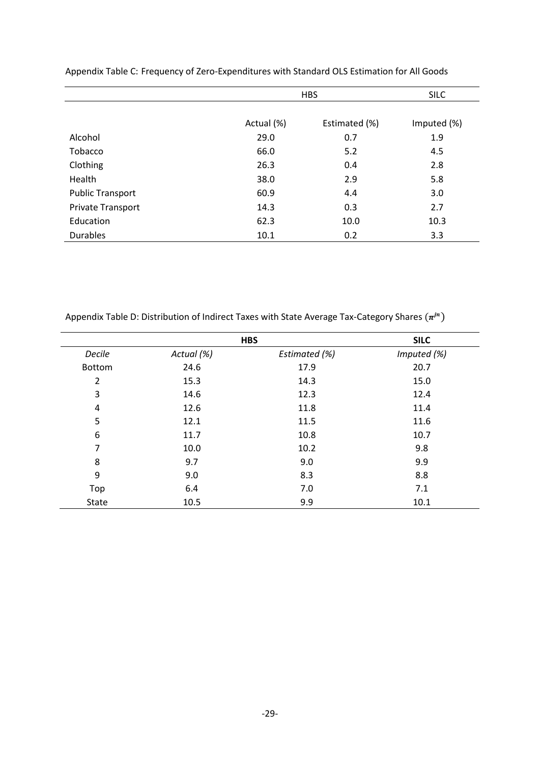Appendix Table C: Frequency of Zero-Expenditures with Standard OLS Estimation for All Goods

| | HBS | | SILC |
|---|---|---|---|
| | Actual (%) | Estimated (%) | Imputed (%) |
| Alcohol | 29.0 | 0.7 | 1.9 |
| Tobacco | 66.0 | 5.2 | 4.5 |
| Clothing | 26.3 | 0.4 | 2.8 |
| Health | 38.0 | 2.9 | 5.8 |
| Public Transport | 60.9 | 4.4 | 3.0 |
| Private Transport | 14.3 | 0.3 | 2.7 |
| Education | 62.3 | 10.0 | 10.3 |
| Durables | 10.1 | 0.2 | 3.3 |

Appendix Table D: Distribution of Indirect Taxes with State Average Tax-Category Shares ($\pi^{jn}$)

| | **HBS** | | **SILC** |
|---|---|---|---|
| *Decile* | *Actual (%)* | *Estimated (%)* | *Imputed (%)* |
| Bottom | 24.6 | 17.9 | 20.7 |
| 2 | 15.3 | 14.3 | 15.0 |
| 3 | 14.6 | 12.3 | 12.4 |
| 4 | 12.6 | 11.8 | 11.4 |
| 5 | 12.1 | 11.5 | 11.6 |
| 6 | 11.7 | 10.8 | 10.7 |
| 7 | 10.0 | 10.2 | 9.8 |
| 8 | 9.7 | 9.0 | 9.9 |
| 9 | 9.0 | 8.3 | 8.8 |
| Top | 6.4 | 7.0 | 7.1 |
| State | 10.5 | 9.9 | 10.1 |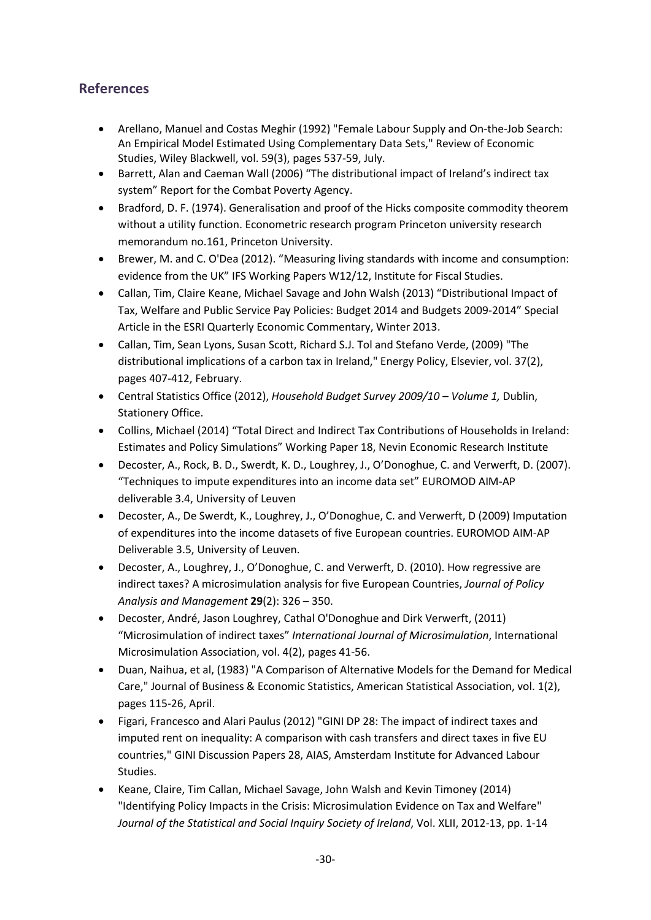## References

- Arellano, Manuel and Costas Meghir (1992) "Female Labour Supply and On-the-Job Search: An Empirical Model Estimated Using Complementary Data Sets," Review of Economic Studies, Wiley Blackwell, vol. 59(3), pages 537-59, July.
- Barrett, Alan and Caeman Wall (2006) "The distributional impact of Ireland's indirect tax system" Report for the Combat Poverty Agency.
- Bradford, D. F. (1974). Generalisation and proof of the Hicks composite commodity theorem without a utility function. Econometric research program Princeton university research memorandum no.161, Princeton University.
- Brewer, M. and C. O'Dea (2012). "Measuring living standards with income and consumption: evidence from the UK" IFS Working Papers W12/12, Institute for Fiscal Studies.
- Callan, Tim, Claire Keane, Michael Savage and John Walsh (2013) "Distributional Impact of Tax, Welfare and Public Service Pay Policies: Budget 2014 and Budgets 2009-2014" Special Article in the ESRI Quarterly Economic Commentary, Winter 2013.
- Callan, Tim, Sean Lyons, Susan Scott, Richard S.J. Tol and Stefano Verde, (2009) "The distributional implications of a carbon tax in Ireland," Energy Policy, Elsevier, vol. 37(2), pages 407-412, February.
- Central Statistics Office (2012), *Household Budget Survey 2009/10 – Volume 1,* Dublin, Stationery Office.
- Collins, Michael (2014) "Total Direct and Indirect Tax Contributions of Households in Ireland: Estimates and Policy Simulations" Working Paper 18, Nevin Economic Research Institute
- Decoster, A., Rock, B. D., Swerdt, K. D., Loughrey, J., O'Donoghue, C. and Verwerft, D. (2007). "Techniques to impute expenditures into an income data set" EUROMOD AIM-AP deliverable 3.4, University of Leuven
- Decoster, A., De Swerdt, K., Loughrey, J., O'Donoghue, C. and Verwerft, D (2009) Imputation of expenditures into the income datasets of five European countries. EUROMOD AIM-AP Deliverable 3.5, University of Leuven.
- Decoster, A., Loughrey, J., O'Donoghue, C. and Verwerft, D. (2010). How regressive are indirect taxes? A microsimulation analysis for five European Countries, *Journal of Policy Analysis and Management* **29**(2): 326 – 350.
- Decoster, André, Jason Loughrey, Cathal O'Donoghue and Dirk Verwerft, (2011) "Microsimulation of indirect taxes" *International Journal of Microsimulation*, International Microsimulation Association, vol. 4(2), pages 41-56.
- Duan, Naihua, et al, (1983) "A Comparison of Alternative Models for the Demand for Medical Care," Journal of Business & Economic Statistics, American Statistical Association, vol. 1(2), pages 115-26, April.
- Figari, Francesco and Alari Paulus (2012) "GINI DP 28: The impact of indirect taxes and imputed rent on inequality: A comparison with cash transfers and direct taxes in five EU countries," GINI Discussion Papers 28, AIAS, Amsterdam Institute for Advanced Labour Studies.
- Keane, Claire, Tim Callan, Michael Savage, John Walsh and Kevin Timoney (2014) "Identifying Policy Impacts in the Crisis: Microsimulation Evidence on Tax and Welfare" *Journal of the Statistical and Social Inquiry Society of Ireland*, Vol. XLII, 2012-13, pp. 1-14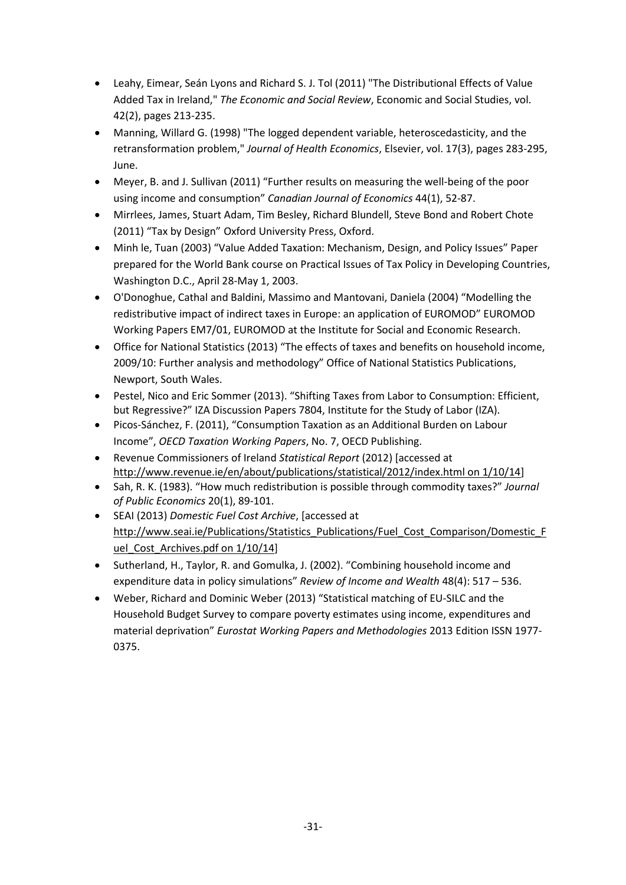- Leahy, Eimear, Seán Lyons and Richard S. J. Tol (2011) "The Distributional Effects of Value Added Tax in Ireland," *The Economic and Social Review*, Economic and Social Studies, vol. 42(2), pages 213-235.
- Manning, Willard G. (1998) "The logged dependent variable, heteroscedasticity, and the retransformation problem," *Journal of Health Economics*, Elsevier, vol. 17(3), pages 283-295, June.
- Meyer, B. and J. Sullivan (2011) "Further results on measuring the well-being of the poor using income and consumption" *Canadian Journal of Economics* 44(1), 52-87.
- Mirrlees, James, Stuart Adam, Tim Besley, Richard Blundell, Steve Bond and Robert Chote (2011) "Tax by Design" Oxford University Press, Oxford.
- Minh le, Tuan (2003) "Value Added Taxation: Mechanism, Design, and Policy Issues" Paper prepared for the World Bank course on Practical Issues of Tax Policy in Developing Countries, Washington D.C., April 28-May 1, 2003.
- O'Donoghue, Cathal and Baldini, Massimo and Mantovani, Daniela (2004) "Modelling the redistributive impact of indirect taxes in Europe: an application of EUROMOD" EUROMOD Working Papers EM7/01, EUROMOD at the Institute for Social and Economic Research.
- Office for National Statistics (2013) "The effects of taxes and benefits on household income, 2009/10: Further analysis and methodology" Office of National Statistics Publications, Newport, South Wales.
- Pestel, Nico and Eric Sommer (2013). "Shifting Taxes from Labor to Consumption: Efficient, but Regressive?" IZA Discussion Papers 7804, Institute for the Study of Labor (IZA).
- Picos-Sánchez, F. (2011), "Consumption Taxation as an Additional Burden on Labour Income", *OECD Taxation Working Papers*, No. 7, OECD Publishing.
- Revenue Commissioners of Ireland *Statistical Report* (2012) [accessed at http://www.revenue.ie/en/about/publications/statistical/2012/index.html on 1/10/14]
- Sah, R. K. (1983). "How much redistribution is possible through commodity taxes?" *Journal of Public Economics* 20(1), 89-101.
- SEAI (2013) *Domestic Fuel Cost Archive*, [accessed at http://www.seai.ie/Publications/Statistics_Publications/Fuel_Cost_Comparison/Domestic_Fuel_Cost_Archives.pdf on 1/10/14]
- Sutherland, H., Taylor, R. and Gomulka, J. (2002). "Combining household income and expenditure data in policy simulations" *Review of Income and Wealth* 48(4): 517 – 536.
- Weber, Richard and Dominic Weber (2013) "Statistical matching of EU-SILC and the Household Budget Survey to compare poverty estimates using income, expenditures and material deprivation" *Eurostat Working Papers and Methodologies* 2013 Edition ISSN 1977-0375.